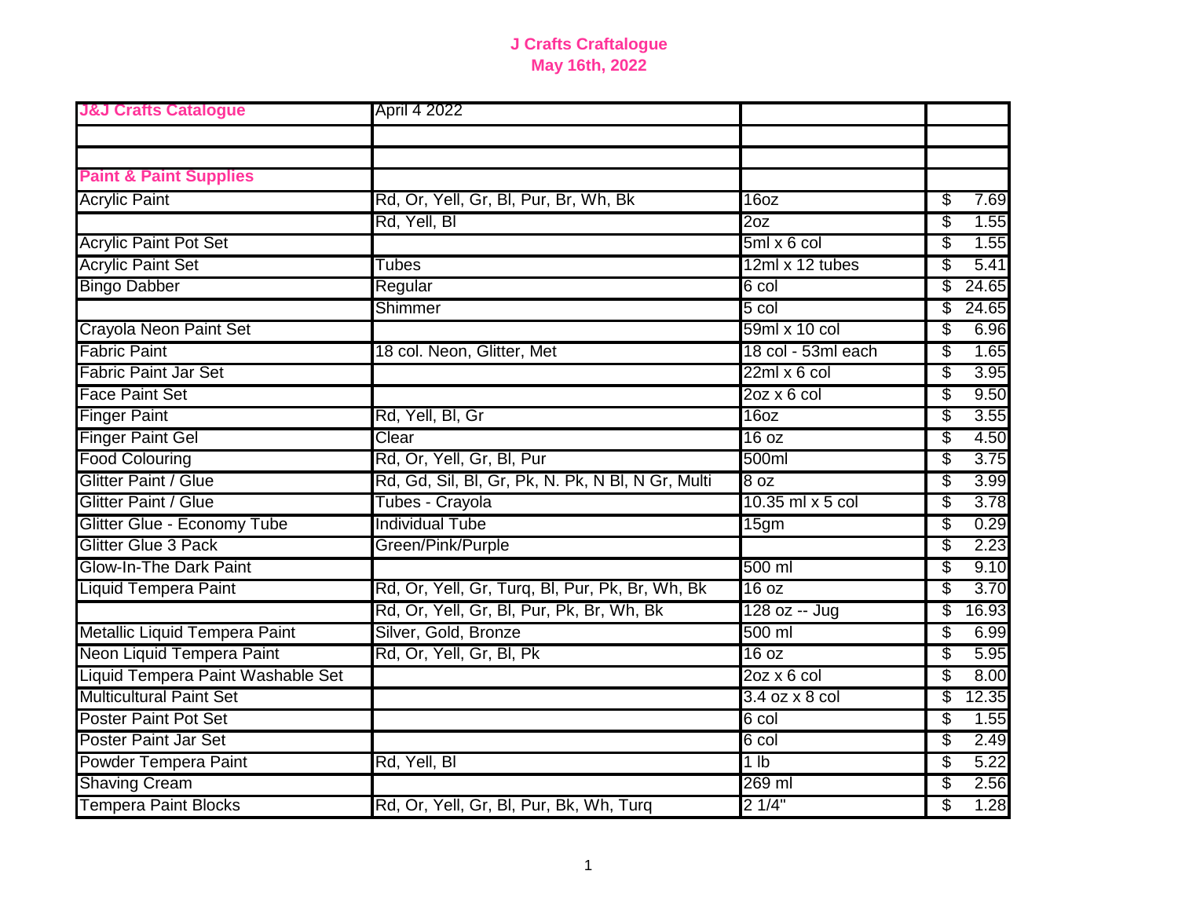# J Crafts Craftalogue
## May 16th, 2022

| **J&J Crafts Catalogue** | April 4 2022 | | |
|---|---|---|---|
| | | | |
| | | | |
| **Paint & Paint Supplies** | | | |
| Acrylic Paint | Rd, Or, Yell, Gr, Bl, Pur, Br, Wh, Bk | 16oz | $ 7.69 |
| | Rd, Yell, Bl | 2oz | $ 1.55 |
| Acrylic Paint Pot Set | | 5ml x 6 col | $ 1.55 |
| Acrylic Paint Set | Tubes | 12ml x 12 tubes | $ 5.41 |
| Bingo Dabber | Regular | 6 col | $ 24.65 |
| | Shimmer | 5 col | $ 24.65 |
| Crayola Neon Paint Set | | 59ml x 10 col | $ 6.96 |
| Fabric Paint | 18 col. Neon, Glitter, Met | 18 col - 53ml each | $ 1.65 |
| Fabric Paint Jar Set | | 22ml x 6 col | $ 3.95 |
| Face Paint Set | | 2oz x 6 col | $ 9.50 |
| Finger Paint | Rd, Yell, Bl, Gr | 16oz | $ 3.55 |
| Finger Paint Gel | Clear | 16 oz | $ 4.50 |
| Food Colouring | Rd, Or, Yell, Gr, Bl, Pur | 500ml | $ 3.75 |
| Glitter Paint / Glue | Rd, Gd, Sil, Bl, Gr, Pk, N. Pk, N Bl, N Gr, Multi | 8 oz | $ 3.99 |
| Glitter Paint / Glue | Tubes - Crayola | 10.35 ml x 5 col | $ 3.78 |
| Glitter Glue - Economy Tube | Individual Tube | 15gm | $ 0.29 |
| Glitter Glue 3 Pack | Green/Pink/Purple | | $ 2.23 |
| Glow-In-The Dark Paint | | 500 ml | $ 9.10 |
| Liquid Tempera Paint | Rd, Or, Yell, Gr, Turq, Bl, Pur, Pk, Br, Wh, Bk | 16 oz | $ 3.70 |
| | Rd, Or, Yell, Gr, Bl, Pur, Pk, Br, Wh, Bk | 128 oz -- Jug | $ 16.93 |
| Metallic Liquid Tempera Paint | Silver, Gold, Bronze | 500 ml | $ 6.99 |
| Neon Liquid Tempera Paint | Rd, Or, Yell, Gr, Bl, Pk | 16 oz | $ 5.95 |
| Liquid Tempera Paint Washable Set | | 2oz x 6 col | $ 8.00 |
| Multicultural Paint Set | | 3.4 oz x 8 col | $ 12.35 |
| Poster Paint Pot Set | | 6 col | $ 1.55 |
| Poster Paint Jar Set | | 6 col | $ 2.49 |
| Powder Tempera Paint | Rd, Yell, Bl | 1 lb | $ 5.22 |
| Shaving Cream | | 269 ml | $ 2.56 |
| Tempera Paint Blocks | Rd, Or, Yell, Gr, Bl, Pur, Bk, Wh, Turq | 2 1/4" | $ 1.28 |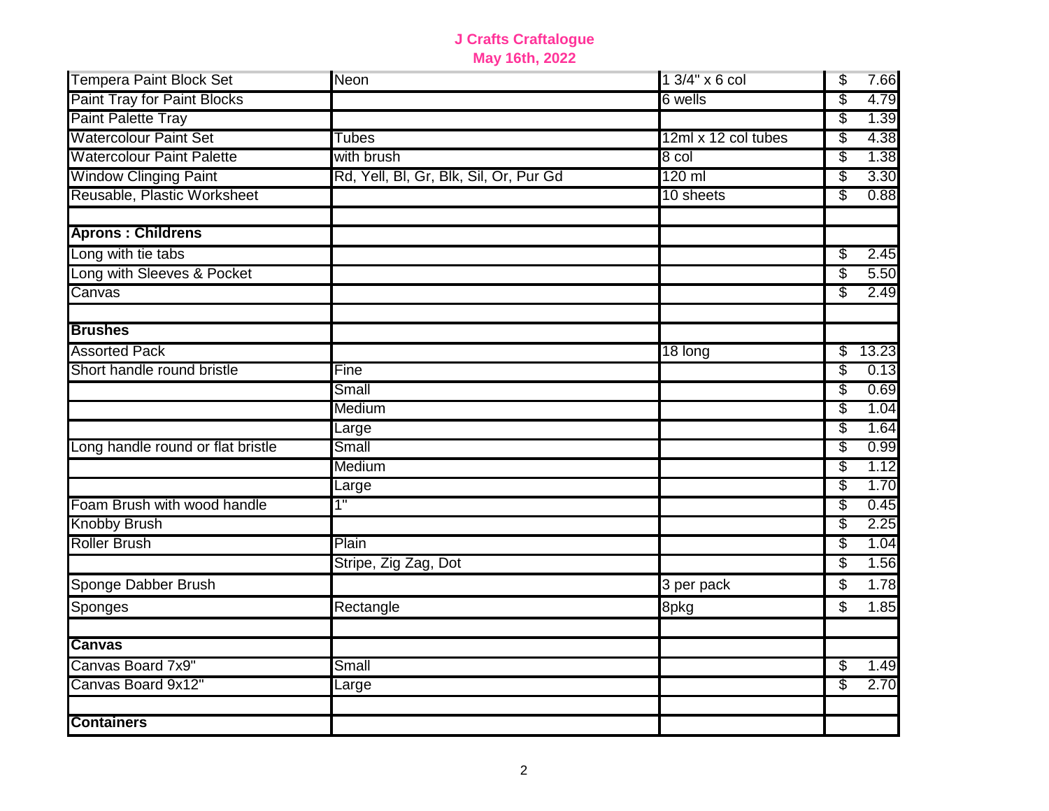**J Crafts Craftalogue**
**May 16th, 2022**

| | | | |
|---|---|---|---|
| Tempera Paint Block Set | Neon | 1 3/4" x 6 col | $ 7.66 |
| Paint Tray for Paint Blocks | | 6 wells | $ 4.79 |
| Paint Palette Tray | | | $ 1.39 |
| Watercolour Paint Set | Tubes | 12ml x 12 col tubes | $ 4.38 |
| Watercolour Paint Palette | with brush | 8 col | $ 1.38 |
| Window Clinging Paint | Rd, Yell, Bl, Gr, Blk, Sil, Or, Pur Gd | 120 ml | $ 3.30 |
| Reusable, Plastic Worksheet | | 10 sheets | $ 0.88 |
| | | | |
| **Aprons : Childrens** | | | |
| Long with tie tabs | | | $ 2.45 |
| Long with Sleeves & Pocket | | | $ 5.50 |
| Canvas | | | $ 2.49 |
| | | | |
| **Brushes** | | | |
| Assorted Pack | | 18 long | $ 13.23 |
| Short handle round bristle | Fine | | $ 0.13 |
| | Small | | $ 0.69 |
| | Medium | | $ 1.04 |
| | Large | | $ 1.64 |
| Long handle round or flat bristle | Small | | $ 0.99 |
| | Medium | | $ 1.12 |
| | Large | | $ 1.70 |
| Foam Brush with wood handle | 1" | | $ 0.45 |
| Knobby Brush | | | $ 2.25 |
| Roller Brush | Plain | | $ 1.04 |
| | Stripe, Zig Zag, Dot | | $ 1.56 |
| Sponge Dabber Brush | | 3 per pack | $ 1.78 |
| Sponges | Rectangle | 8pkg | $ 1.85 |
| | | | |
| **Canvas** | | | |
| Canvas Board 7x9" | Small | | $ 1.49 |
| Canvas Board 9x12" | Large | | $ 2.70 |
| | | | |
| **Containers** | | | |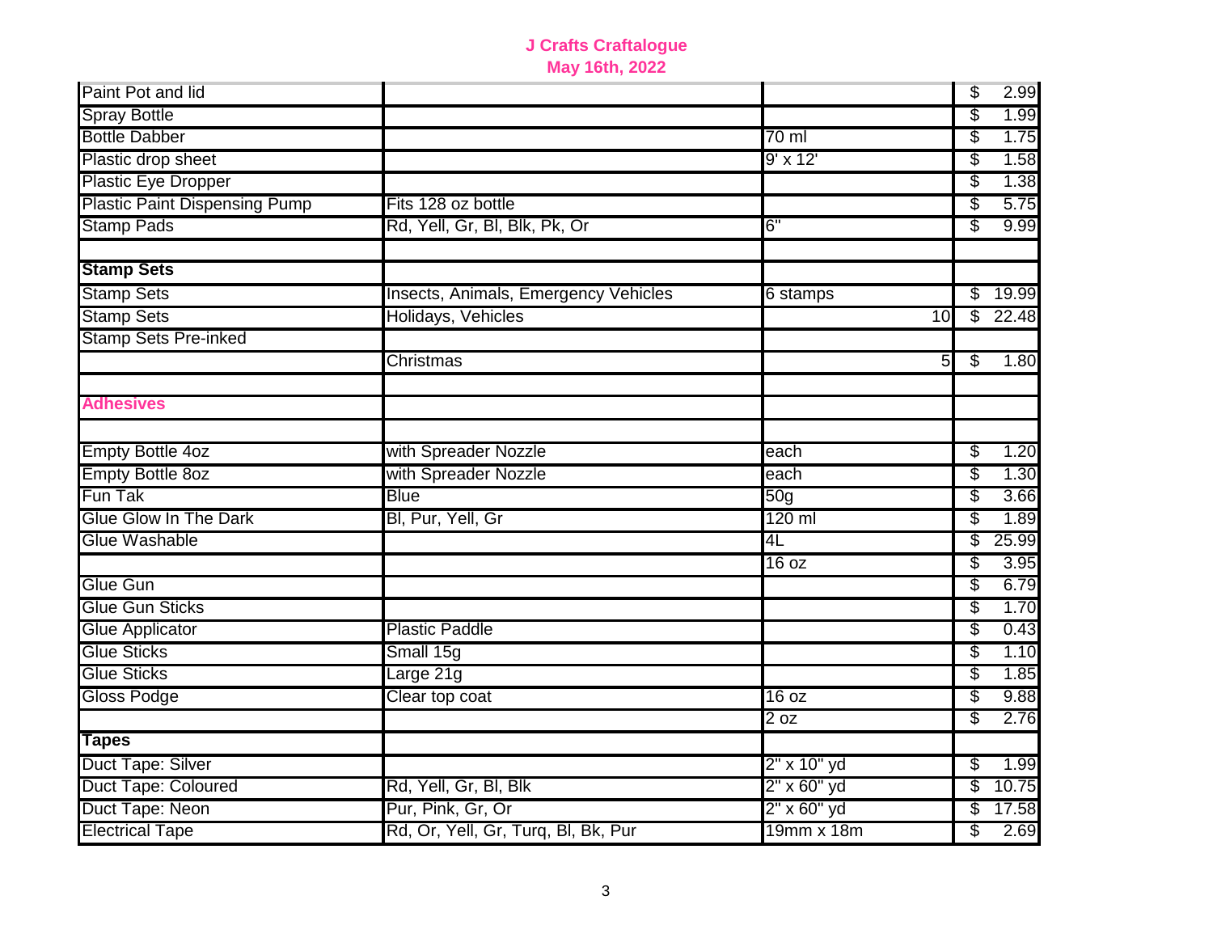**J Crafts Craftalogue**
**May 16th, 2022**

| | | | |
|---|---|---|---|
| Paint Pot and lid | | | $ 2.99 |
| Spray Bottle | | | $ 1.99 |
| Bottle Dabber | | 70 ml | $ 1.75 |
| Plastic drop sheet | | 9' x 12' | $ 1.58 |
| Plastic Eye Dropper | | | $ 1.38 |
| Plastic Paint Dispensing Pump | Fits 128 oz bottle | | $ 5.75 |
| Stamp Pads | Rd, Yell, Gr, Bl, Blk, Pk, Or | 6" | $ 9.99 |
| | | | |
| **Stamp Sets** | | | |
| Stamp Sets | Insects, Animals, Emergency Vehicles | 6 stamps | $ 19.99 |
| Stamp Sets | Holidays, Vehicles | 10 | $ 22.48 |
| Stamp Sets Pre-inked | | | |
| | Christmas | 5 | $ 1.80 |
| | | | |
| **Adhesives** | | | |
| | | | |
| Empty Bottle 4oz | with Spreader Nozzle | each | $ 1.20 |
| Empty Bottle 8oz | with Spreader Nozzle | each | $ 1.30 |
| Fun Tak | Blue | 50g | $ 3.66 |
| Glue Glow In The Dark | Bl, Pur, Yell, Gr | 120 ml | $ 1.89 |
| Glue Washable | | 4L | $ 25.99 |
| | | 16 oz | $ 3.95 |
| Glue Gun | | | $ 6.79 |
| Glue Gun Sticks | | | $ 1.70 |
| Glue Applicator | Plastic Paddle | | $ 0.43 |
| Glue Sticks | Small 15g | | $ 1.10 |
| Glue Sticks | Large 21g | | $ 1.85 |
| Gloss Podge | Clear top coat | 16 oz | $ 9.88 |
| | | 2 oz | $ 2.76 |
| **Tapes** | | | |
| Duct Tape: Silver | | 2" x 10" yd | $ 1.99 |
| Duct Tape: Coloured | Rd, Yell, Gr, Bl, Blk | 2" x 60" yd | $ 10.75 |
| Duct Tape: Neon | Pur, Pink, Gr, Or | 2" x 60" yd | $ 17.58 |
| Electrical Tape | Rd, Or, Yell, Gr, Turq, Bl, Bk, Pur | 19mm x 18m | $ 2.69 |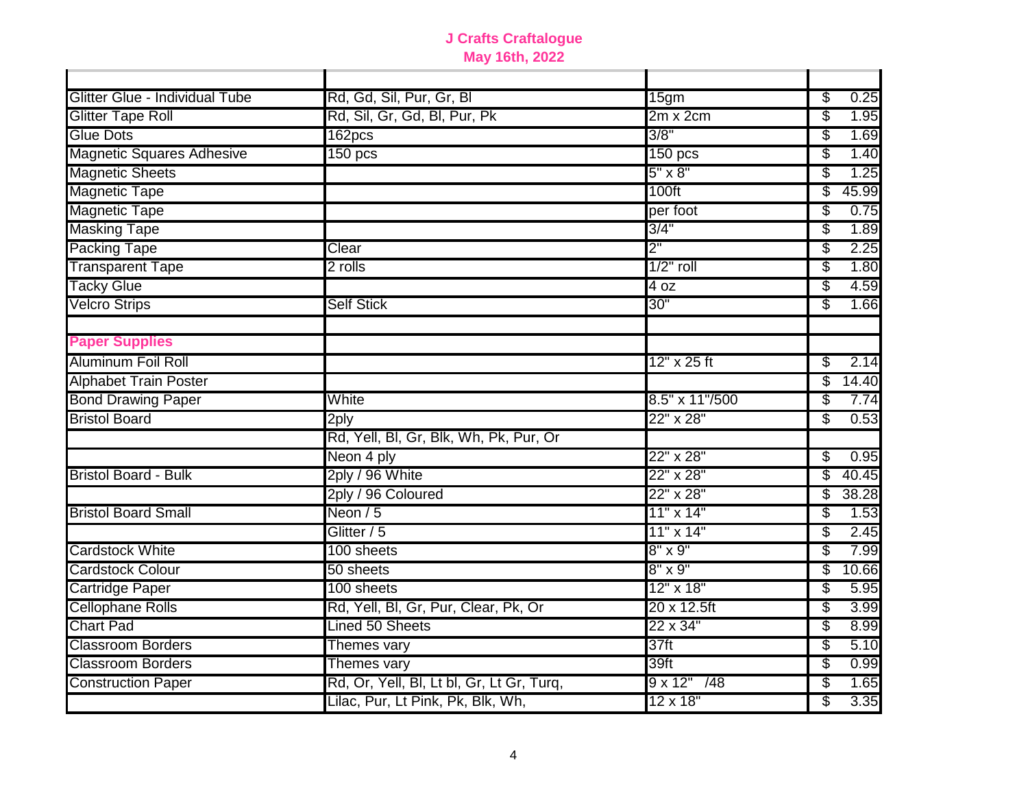## J Crafts Craftalogue
## May 16th, 2022

| | | | |
|---|---|---|---|
| Glitter Glue - Individual Tube | Rd, Gd, Sil, Pur, Gr, Bl | 15gm | $ 0.25 |
| Glitter Tape Roll | Rd, Sil, Gr, Gd, Bl, Pur, Pk | 2m x 2cm | $ 1.95 |
| Glue Dots | 162pcs | 3/8" | $ 1.69 |
| Magnetic Squares Adhesive | 150 pcs | 150 pcs | $ 1.40 |
| Magnetic Sheets | | 5" x 8" | $ 1.25 |
| Magnetic Tape | | 100ft | $ 45.99 |
| Magnetic Tape | | per foot | $ 0.75 |
| Masking Tape | | 3/4" | $ 1.89 |
| Packing Tape | Clear | 2" | $ 2.25 |
| Transparent Tape | 2 rolls | 1/2" roll | $ 1.80 |
| Tacky Glue | | 4 oz | $ 4.59 |
| Velcro Strips | Self Stick | 30" | $ 1.66 |
| | | | |
| **Paper Supplies** | | | |
| Aluminum Foil Roll | | 12" x 25 ft | $ 2.14 |
| Alphabet Train Poster | | | $ 14.40 |
| Bond Drawing Paper | White | 8.5" x 11"/500 | $ 7.74 |
| Bristol Board | 2ply | 22" x 28" | $ 0.53 |
| | Rd, Yell, Bl, Gr, Blk, Wh, Pk, Pur, Or | | |
| | Neon 4 ply | 22" x 28" | $ 0.95 |
| Bristol Board - Bulk | 2ply / 96 White | 22" x 28" | $ 40.45 |
| | 2ply / 96 Coloured | 22" x 28" | $ 38.28 |
| Bristol Board Small | Neon / 5 | 11" x 14" | $ 1.53 |
| | Glitter / 5 | 11" x 14" | $ 2.45 |
| Cardstock White | 100 sheets | 8" x 9" | $ 7.99 |
| Cardstock Colour | 50 sheets | 8" x 9" | $ 10.66 |
| Cartridge Paper | 100 sheets | 12" x 18" | $ 5.95 |
| Cellophane Rolls | Rd, Yell, Bl, Gr, Pur, Clear, Pk, Or | 20 x 12.5ft | $ 3.99 |
| Chart Pad | Lined 50 Sheets | 22 x 34" | $ 8.99 |
| Classroom Borders | Themes vary | 37ft | $ 5.10 |
| Classroom Borders | Themes vary | 39ft | $ 0.99 |
| Construction Paper | Rd, Or, Yell, Bl, Lt bl, Gr, Lt Gr, Turq, | 9 x 12" /48 | $ 1.65 |
| | Lilac, Pur, Lt Pink, Pk, Blk, Wh, | 12 x 18" | $ 3.35 |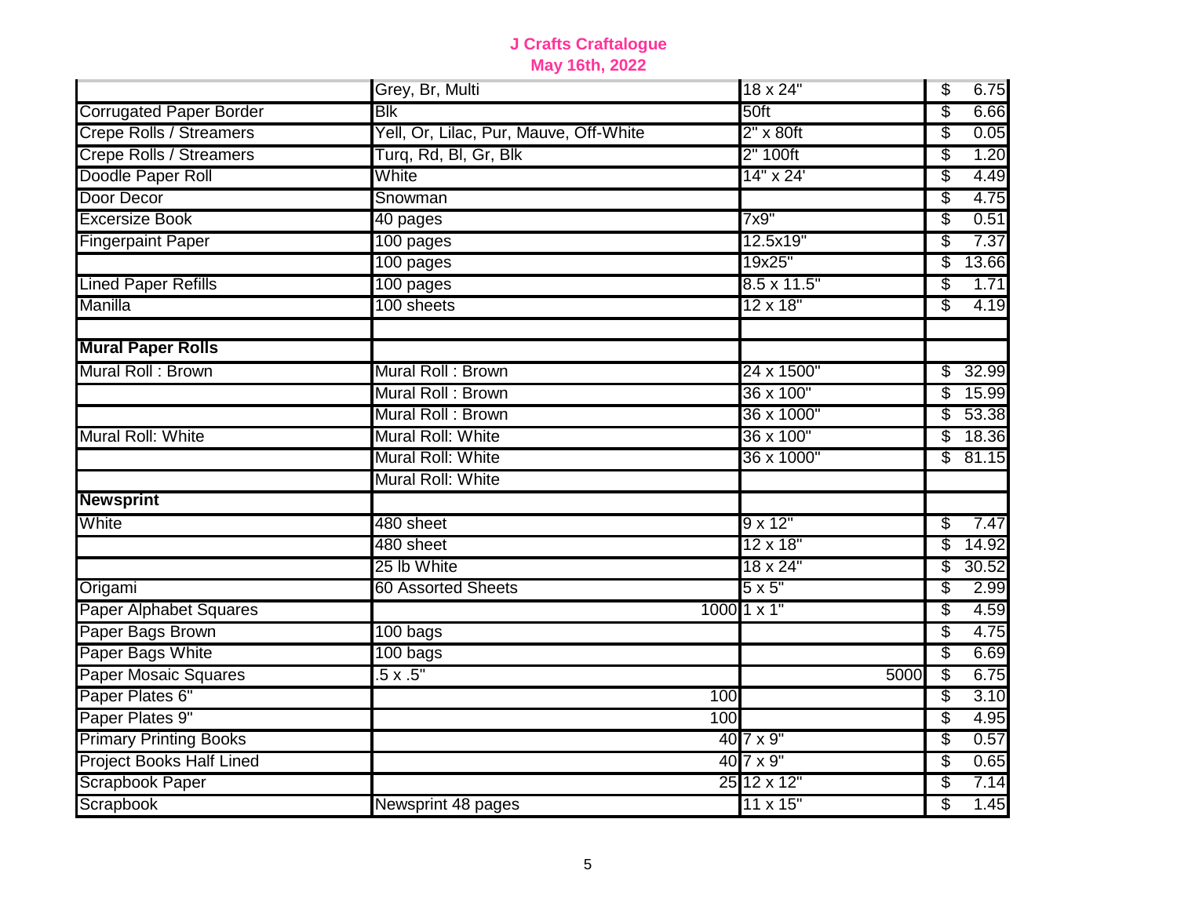# J Crafts Craftalogue
## May 16th, 2022

| | | | |
|---|---|---|---|
| | Grey, Br, Multi | 18 x 24" | $ 6.75 |
| Corrugated Paper Border | Blk | 50ft | $ 6.66 |
| Crepe Rolls / Streamers | Yell, Or, Lilac, Pur, Mauve, Off-White | 2" x 80ft | $ 0.05 |
| Crepe Rolls / Streamers | Turq, Rd, Bl, Gr, Blk | 2" 100ft | $ 1.20 |
| Doodle Paper Roll | White | 14" x 24' | $ 4.49 |
| Door Decor | Snowman | | $ 4.75 |
| Excersize Book | 40 pages | 7x9" | $ 0.51 |
| Fingerpaint Paper | 100 pages | 12.5x19" | $ 7.37 |
| | 100 pages | 19x25" | $ 13.66 |
| Lined Paper Refills | 100 pages | 8.5 x 11.5" | $ 1.71 |
| Manilla | 100 sheets | 12 x 18" | $ 4.19 |
| | | | |
| **Mural Paper Rolls** | | | |
| Mural Roll : Brown | Mural Roll : Brown | 24 x 1500" | $ 32.99 |
| | Mural Roll : Brown | 36 x 100" | $ 15.99 |
| | Mural Roll : Brown | 36 x 1000" | $ 53.38 |
| Mural Roll: White | Mural Roll: White | 36 x 100" | $ 18.36 |
| | Mural Roll: White | 36 x 1000" | $ 81.15 |
| | Mural Roll: White | | |
| **Newsprint** | | | |
| White | 480 sheet | 9 x 12" | $ 7.47 |
| | 480 sheet | 12 x 18" | $ 14.92 |
| | 25 lb White | 18 x 24" | $ 30.52 |
| Origami | 60 Assorted Sheets | 5 x 5" | $ 2.99 |
| Paper Alphabet Squares | 1000 | 1 x 1" | $ 4.59 |
| Paper Bags Brown | 100 bags | | $ 4.75 |
| Paper Bags White | 100 bags | | $ 6.69 |
| Paper Mosaic Squares | .5 x .5" | 5000 | $ 6.75 |
| Paper Plates 6" | 100 | | $ 3.10 |
| Paper Plates 9" | 100 | | $ 4.95 |
| Primary Printing Books | 40 | 7 x 9" | $ 0.57 |
| Project Books Half Lined | 40 | 7 x 9" | $ 0.65 |
| Scrapbook Paper | 25 | 12 x 12" | $ 7.14 |
| Scrapbook | Newsprint 48 pages | 11 x 15" | $ 1.45 |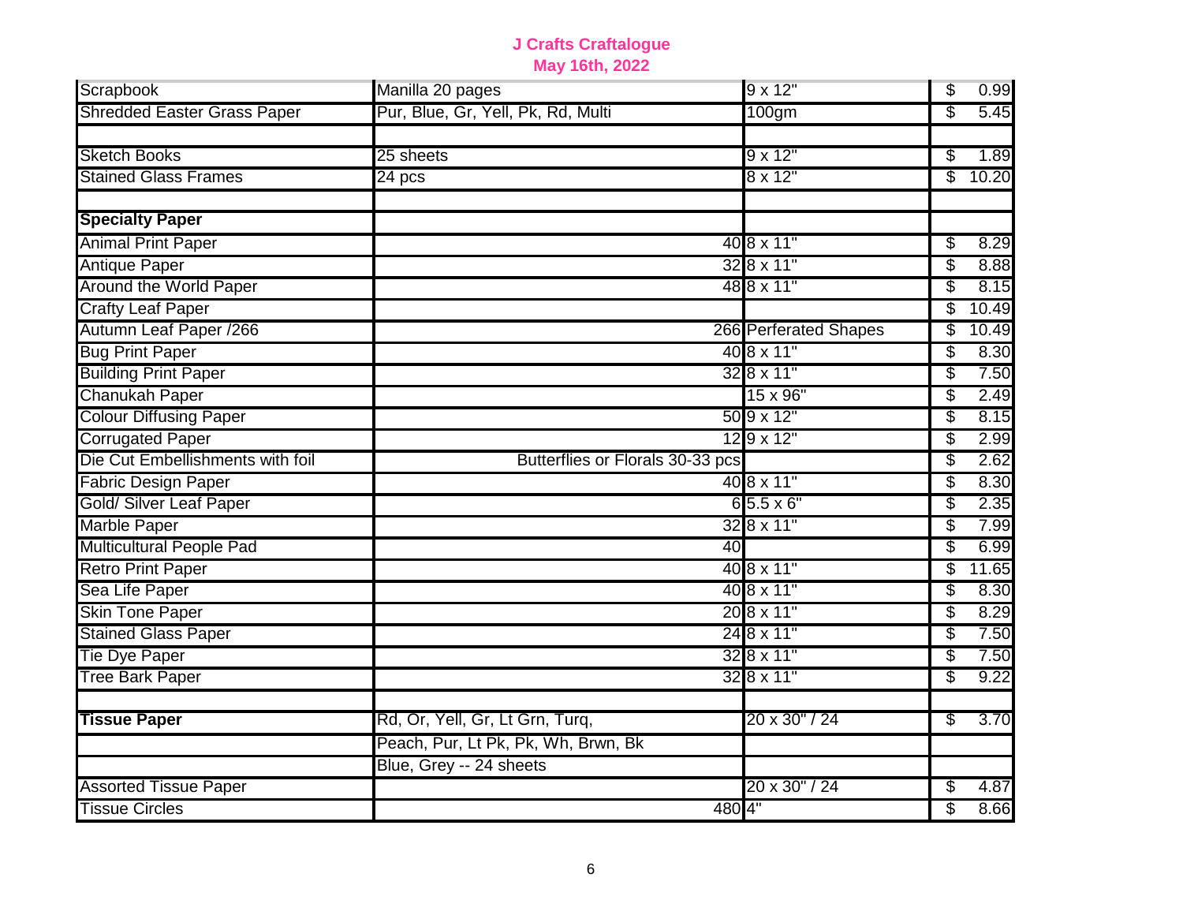**J Crafts Craftalogue**
**May 16th, 2022**

| | | | |
|---|---|---|---|
| Scrapbook | Manilla 20 pages | 9 x 12" | $ 0.99 |
| Shredded Easter Grass Paper | Pur, Blue, Gr, Yell, Pk, Rd, Multi | 100gm | $ 5.45 |
| | | | |
| Sketch Books | 25 sheets | 9 x 12" | $ 1.89 |
| Stained Glass Frames | 24 pcs | 8 x 12" | $ 10.20 |
| | | | |
| **Specialty Paper** | | | |
| Animal Print Paper | 40 | 8 x 11" | $ 8.29 |
| Antique Paper | 32 | 8 x 11" | $ 8.88 |
| Around the World Paper | 48 | 8 x 11" | $ 8.15 |
| Crafty Leaf Paper | | | $ 10.49 |
| Autumn Leaf Paper /266 | 266 | Perferated Shapes | $ 10.49 |
| Bug Print Paper | 40 | 8 x 11" | $ 8.30 |
| Building Print Paper | 32 | 8 x 11" | $ 7.50 |
| Chanukah Paper | | 15 x 96" | $ 2.49 |
| Colour Diffusing Paper | 50 | 9 x 12" | $ 8.15 |
| Corrugated Paper | 12 | 9 x 12" | $ 2.99 |
| Die Cut Embellishments with foil | Butterflies or Florals 30-33 pcs | | $ 2.62 |
| Fabric Design Paper | 40 | 8 x 11" | $ 8.30 |
| Gold/ Silver Leaf Paper | 6 | 5.5 x 6" | $ 2.35 |
| Marble Paper | 32 | 8 x 11" | $ 7.99 |
| Multicultural People Pad | 40 | | $ 6.99 |
| Retro Print Paper | 40 | 8 x 11" | $ 11.65 |
| Sea Life Paper | 40 | 8 x 11" | $ 8.30 |
| Skin Tone Paper | 20 | 8 x 11" | $ 8.29 |
| Stained Glass Paper | 24 | 8 x 11" | $ 7.50 |
| Tie Dye Paper | 32 | 8 x 11" | $ 7.50 |
| Tree Bark Paper | 32 | 8 x 11" | $ 9.22 |
| | | | |
| **Tissue Paper** | Rd, Or, Yell, Gr, Lt Grn, Turq, | 20 x 30" / 24 | $ 3.70 |
| | Peach, Pur, Lt Pk, Pk, Wh, Brwn, Bk | | |
| | Blue, Grey -- 24 sheets | | |
| Assorted Tissue Paper | | 20 x 30" / 24 | $ 4.87 |
| Tissue Circles | 480 | 4" | $ 8.66 |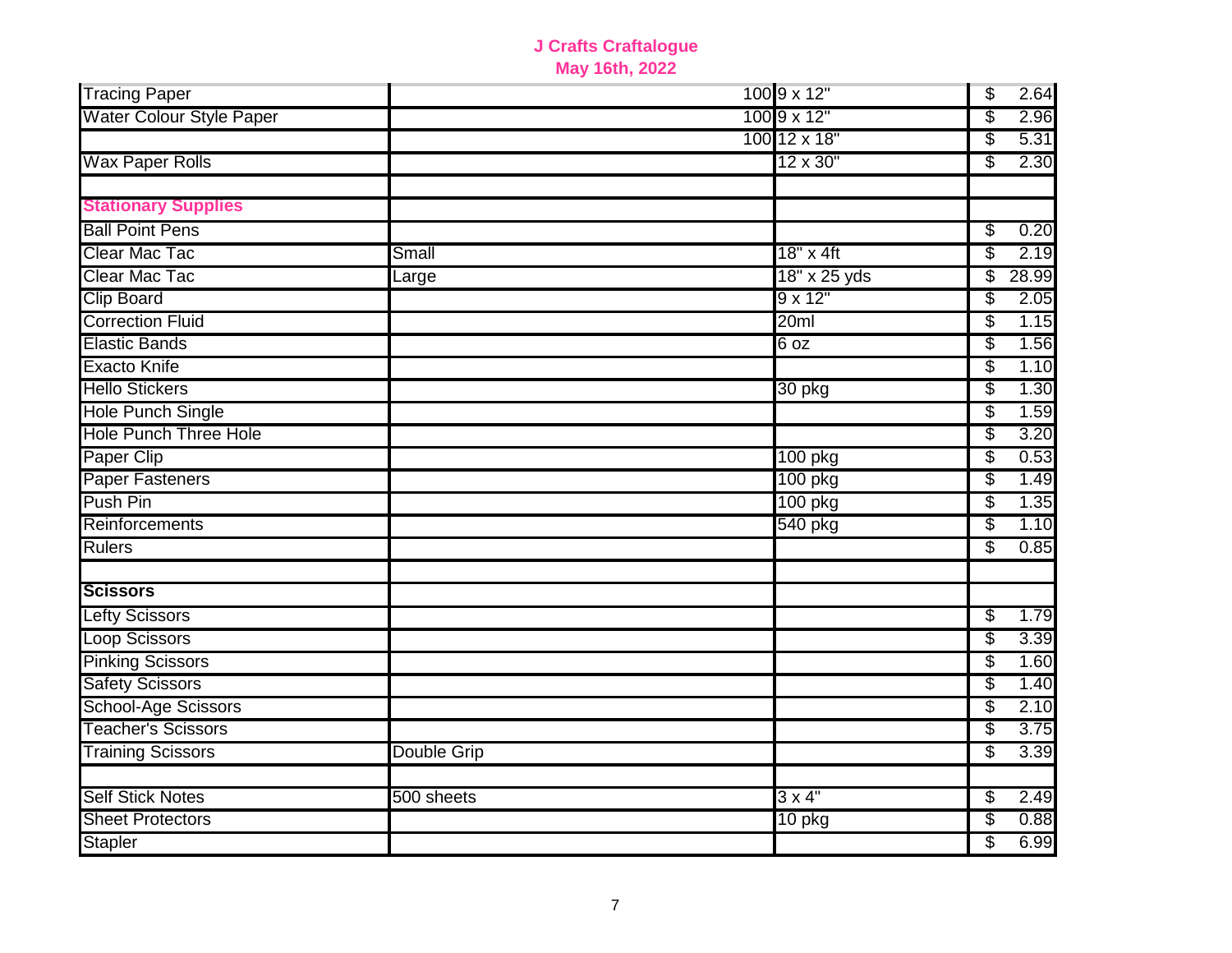**J Crafts Craftalogue**
**May 16th, 2022**

| Item | Description | Size | Price |
|---|---|---|---|
| Tracing Paper | 100 | 9 x 12" | $ 2.64 |
| Water Colour Style Paper | 100 | 9 x 12" | $ 2.96 |
| | 100 | 12 x 18" | $ 5.31 |
| Wax Paper Rolls | | 12 x 30" | $ 2.30 |
| | | | |
| **Stationary Supplies** | | | |
| Ball Point Pens | | | $ 0.20 |
| Clear Mac Tac | Small | 18" x 4ft | $ 2.19 |
| Clear Mac Tac | Large | 18" x 25 yds | $ 28.99 |
| Clip Board | | 9 x 12" | $ 2.05 |
| Correction Fluid | | 20ml | $ 1.15 |
| Elastic Bands | | 6 oz | $ 1.56 |
| Exacto Knife | | | $ 1.10 |
| Hello Stickers | | 30 pkg | $ 1.30 |
| Hole Punch Single | | | $ 1.59 |
| Hole Punch Three Hole | | | $ 3.20 |
| Paper Clip | | 100 pkg | $ 0.53 |
| Paper Fasteners | | 100 pkg | $ 1.49 |
| Push Pin | | 100 pkg | $ 1.35 |
| Reinforcements | | 540 pkg | $ 1.10 |
| Rulers | | | $ 0.85 |
| | | | |
| **Scissors** | | | |
| Lefty Scissors | | | $ 1.79 |
| Loop Scissors | | | $ 3.39 |
| Pinking Scissors | | | $ 1.60 |
| Safety Scissors | | | $ 1.40 |
| School-Age Scissors | | | $ 2.10 |
| Teacher's Scissors | | | $ 3.75 |
| Training Scissors | Double Grip | | $ 3.39 |
| | | | |
| Self Stick Notes | 500 sheets | 3 x 4" | $ 2.49 |
| Sheet Protectors | | 10 pkg | $ 0.88 |
| Stapler | | | $ 6.99 |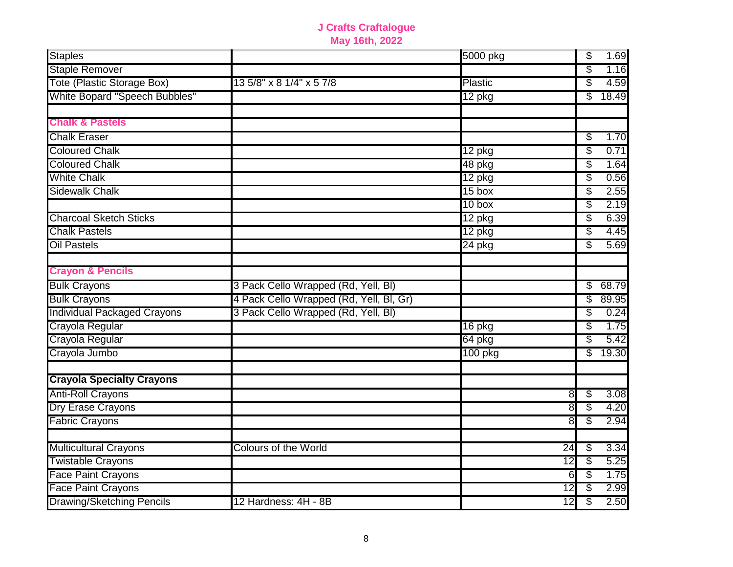**J Crafts Craftalogue**
**May 16th, 2022**

| | | | |
|---|---|---|---|
| Staples | | 5000 pkg | $ 1.69 |
| Staple Remover | | | $ 1.16 |
| Tote (Plastic Storage Box) | 13 5/8" x 8 1/4" x 5 7/8 | Plastic | $ 4.59 |
| White Bopard "Speech Bubbles" | | 12 pkg | $ 18.49 |
| | | | |
| **Chalk & Pastels** | | | |
| Chalk Eraser | | | $ 1.70 |
| Coloured Chalk | | 12 pkg | $ 0.71 |
| Coloured Chalk | | 48 pkg | $ 1.64 |
| White Chalk | | 12 pkg | $ 0.56 |
| Sidewalk Chalk | | 15 box | $ 2.55 |
| | | 10 box | $ 2.19 |
| Charcoal Sketch Sticks | | 12 pkg | $ 6.39 |
| Chalk Pastels | | 12 pkg | $ 4.45 |
| Oil Pastels | | 24 pkg | $ 5.69 |
| | | | |
| **Crayon & Pencils** | | | |
| Bulk Crayons | 3 Pack Cello Wrapped (Rd, Yell, Bl) | | $ 68.79 |
| Bulk Crayons | 4 Pack Cello Wrapped (Rd, Yell, Bl, Gr) | | $ 89.95 |
| Individual Packaged Crayons | 3 Pack Cello Wrapped (Rd, Yell, Bl) | | $ 0.24 |
| Crayola Regular | | 16 pkg | $ 1.75 |
| Crayola Regular | | 64 pkg | $ 5.42 |
| Crayola Jumbo | | 100 pkg | $ 19.30 |
| | | | |
| **Crayola Specialty Crayons** | | | |
| Anti-Roll Crayons | | 8 | $ 3.08 |
| Dry Erase Crayons | | 8 | $ 4.20 |
| Fabric Crayons | | 8 | $ 2.94 |
| | | | |
| Multicultural Crayons | Colours of the World | 24 | $ 3.34 |
| Twistable Crayons | | 12 | $ 5.25 |
| Face Paint Crayons | | 6 | $ 1.75 |
| Face Paint Crayons | | 12 | $ 2.99 |
| Drawing/Sketching Pencils | 12 Hardness: 4H - 8B | 12 | $ 2.50 |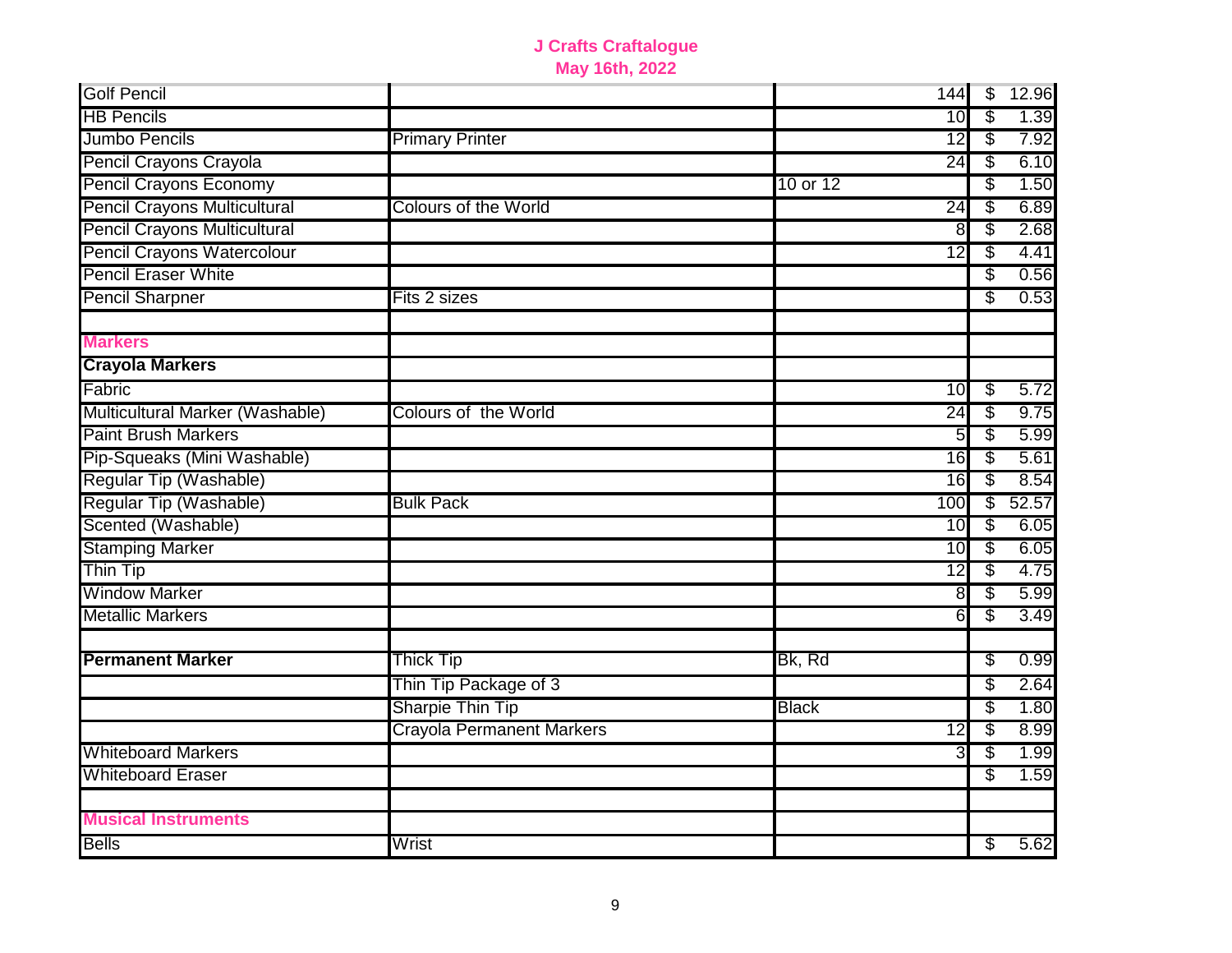# J Crafts Craftalogue
## May 16th, 2022

| | | | |
|---|---|---|---|
| Golf Pencil | | 144 | $ 12.96 |
| HB Pencils | | 10 | $ 1.39 |
| Jumbo Pencils | Primary Printer | 12 | $ 7.92 |
| Pencil Crayons Crayola | | 24 | $ 6.10 |
| Pencil Crayons Economy | | 10 or 12 | $ 1.50 |
| Pencil Crayons Multicultural | Colours of the World | 24 | $ 6.89 |
| Pencil Crayons Multicultural | | 8 | $ 2.68 |
| Pencil Crayons Watercolour | | 12 | $ 4.41 |
| Pencil Eraser White | | | $ 0.56 |
| Pencil Sharpner | Fits 2 sizes | | $ 0.53 |
| | | | |
| **Markers** | | | |
| **Crayola Markers** | | | |
| Fabric | | 10 | $ 5.72 |
| Multicultural Marker (Washable) | Colours of the World | 24 | $ 9.75 |
| Paint Brush Markers | | 5 | $ 5.99 |
| Pip-Squeaks (Mini Washable) | | 16 | $ 5.61 |
| Regular Tip (Washable) | | 16 | $ 8.54 |
| Regular Tip (Washable) | Bulk Pack | 100 | $ 52.57 |
| Scented (Washable) | | 10 | $ 6.05 |
| Stamping Marker | | 10 | $ 6.05 |
| Thin Tip | | 12 | $ 4.75 |
| Window Marker | | 8 | $ 5.99 |
| Metallic Markers | | 6 | $ 3.49 |
| | | | |
| **Permanent Marker** | Thick Tip | Bk, Rd | $ 0.99 |
| | Thin Tip Package of 3 | | $ 2.64 |
| | Sharpie Thin Tip | Black | $ 1.80 |
| | Crayola Permanent Markers | 12 | $ 8.99 |
| Whiteboard Markers | | 3 | $ 1.99 |
| Whiteboard Eraser | | | $ 1.59 |
| | | | |
| **Musical Instruments** | | | |
| Bells | Wrist | | $ 5.62 |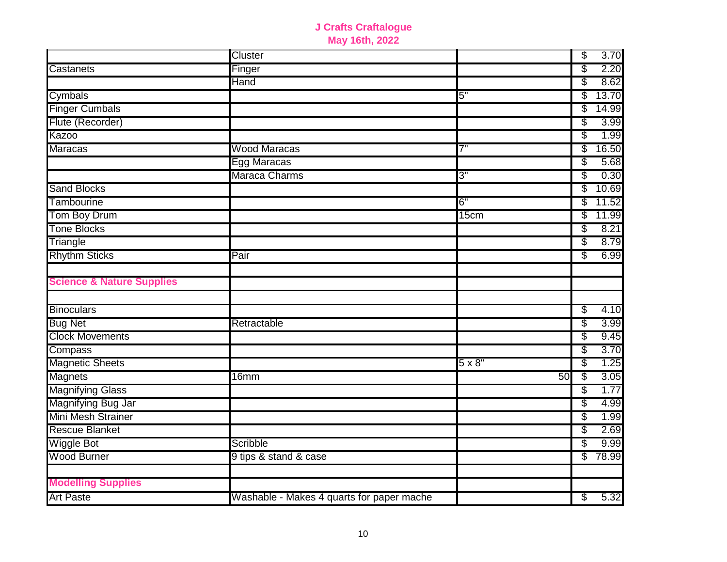**J Crafts Craftalogue**
**May 16th, 2022**

| | | | |
|---|---|---|---|
| | Cluster | | $ 3.70 |
| Castanets | Finger | | $ 2.20 |
| | Hand | | $ 8.62 |
| Cymbals | | 5" | $ 13.70 |
| Finger Cumbals | | | $ 14.99 |
| Flute (Recorder) | | | $ 3.99 |
| Kazoo | | | $ 1.99 |
| Maracas | Wood Maracas | 7" | $ 16.50 |
| | Egg Maracas | | $ 5.68 |
| | Maraca Charms | 3" | $ 0.30 |
| Sand Blocks | | | $ 10.69 |
| Tambourine | | 6" | $ 11.52 |
| Tom Boy Drum | | 15cm | $ 11.99 |
| Tone Blocks | | | $ 8.21 |
| Triangle | | | $ 8.79 |
| Rhythm Sticks | Pair | | $ 6.99 |
| | | | |
| **Science & Nature Supplies** | | | |
| | | | |
| Binoculars | | | $ 4.10 |
| Bug Net | Retractable | | $ 3.99 |
| Clock Movements | | | $ 9.45 |
| Compass | | | $ 3.70 |
| Magnetic Sheets | | 5 x 8" | $ 1.25 |
| Magnets | 16mm | 50 | $ 3.05 |
| Magnifying Glass | | | $ 1.77 |
| Magnifying Bug Jar | | | $ 4.99 |
| Mini Mesh Strainer | | | $ 1.99 |
| Rescue Blanket | | | $ 2.69 |
| Wiggle Bot | Scribble | | $ 9.99 |
| Wood Burner | 9 tips & stand & case | | $ 78.99 |
| | | | |
| **Modelling Supplies** | | | |
| Art Paste | Washable - Makes 4 quarts for paper mache | | $ 5.32 |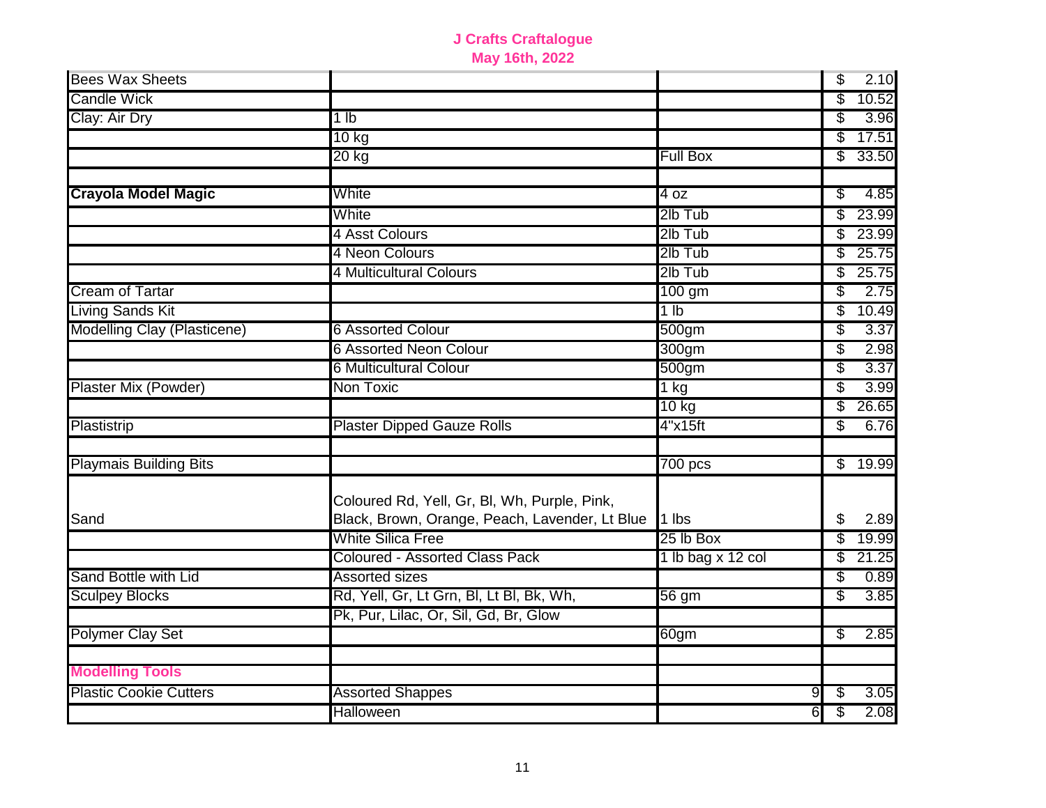**J Crafts Craftalogue**
**May 16th, 2022**

| | | | |
|---|---|---|---|
| Bees Wax Sheets | | | $ 2.10 |
| Candle Wick | | | $ 10.52 |
| Clay: Air Dry | 1 lb | | $ 3.96 |
| | 10 kg | | $ 17.51 |
| | 20 kg | Full Box | $ 33.50 |
| | | | |
| **Crayola Model Magic** | White | 4 oz | $ 4.85 |
| | White | 2lb Tub | $ 23.99 |
| | 4 Asst Colours | 2lb Tub | $ 23.99 |
| | 4 Neon Colours | 2lb Tub | $ 25.75 |
| | 4 Multicultural Colours | 2lb Tub | $ 25.75 |
| Cream of Tartar | | 100 gm | $ 2.75 |
| Living Sands Kit | | 1 lb | $ 10.49 |
| Modelling Clay (Plasticene) | 6 Assorted Colour | 500gm | $ 3.37 |
| | 6 Assorted Neon Colour | 300gm | $ 2.98 |
| | 6 Multicultural Colour | 500gm | $ 3.37 |
| Plaster Mix (Powder) | Non Toxic | 1 kg | $ 3.99 |
| | | 10 kg | $ 26.65 |
| Plastistrip | Plaster Dipped Gauze Rolls | 4"x15ft | $ 6.76 |
| | | | |
| Playmais Building Bits | | 700 pcs | $ 19.99 |
| Sand | Coloured Rd, Yell, Gr, Bl, Wh, Purple, Pink, Black, Brown, Orange, Peach, Lavender, Lt Blue | 1 lbs | $ 2.89 |
| | White Silica Free | 25 lb Box | $ 19.99 |
| | Coloured - Assorted Class Pack | 1 lb bag x 12 col | $ 21.25 |
| Sand Bottle with Lid | Assorted sizes | | $ 0.89 |
| Sculpey Blocks | Rd, Yell, Gr, Lt Grn, Bl, Lt Bl, Bk, Wh, | 56 gm | $ 3.85 |
| | Pk, Pur, Lilac, Or, Sil, Gd, Br, Glow | | |
| Polymer Clay Set | | 60gm | $ 2.85 |
| | | | |
| **Modelling Tools** | | | |
| Plastic Cookie Cutters | Assorted Shappes | 9 | $ 3.05 |
| | Halloween | 6 | $ 2.08 |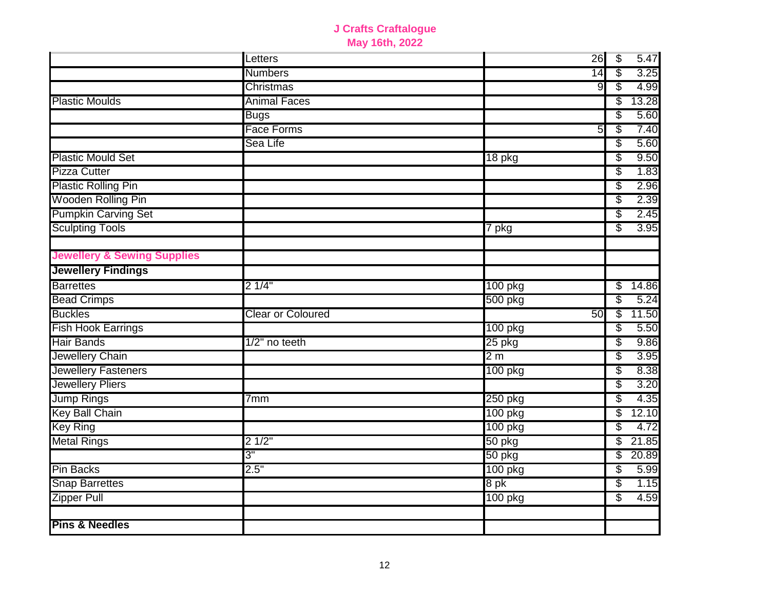**J Crafts Craftalogue**
**May 16th, 2022**

| | | | |
|---|---|---|---|
| | Letters | 26 | $ 5.47 |
| | Numbers | 14 | $ 3.25 |
| | Christmas | 9 | $ 4.99 |
| Plastic Moulds | Animal Faces | | $ 13.28 |
| | Bugs | | $ 5.60 |
| | Face Forms | 5 | $ 7.40 |
| | Sea Life | | $ 5.60 |
| Plastic Mould Set | | 18 pkg | $ 9.50 |
| Pizza Cutter | | | $ 1.83 |
| Plastic Rolling Pin | | | $ 2.96 |
| Wooden Rolling Pin | | | $ 2.39 |
| Pumpkin Carving Set | | | $ 2.45 |
| Sculpting Tools | | 7 pkg | $ 3.95 |
| | | | |
| **Jewellery & Sewing Supplies** | | | |
| **Jewellery Findings** | | | |
| Barrettes | 2 1/4" | 100 pkg | $ 14.86 |
| Bead Crimps | | 500 pkg | $ 5.24 |
| Buckles | Clear or Coloured | 50 | $ 11.50 |
| Fish Hook Earrings | | 100 pkg | $ 5.50 |
| Hair Bands | 1/2" no teeth | 25 pkg | $ 9.86 |
| Jewellery Chain | | 2 m | $ 3.95 |
| Jewellery Fasteners | | 100 pkg | $ 8.38 |
| Jewellery Pliers | | | $ 3.20 |
| Jump Rings | 7mm | 250 pkg | $ 4.35 |
| Key Ball Chain | | 100 pkg | $ 12.10 |
| Key Ring | | 100 pkg | $ 4.72 |
| Metal Rings | 2 1/2" | 50 pkg | $ 21.85 |
| | 3" | 50 pkg | $ 20.89 |
| Pin Backs | 2.5" | 100 pkg | $ 5.99 |
| Snap Barrettes | | 8 pk | $ 1.15 |
| Zipper Pull | | 100 pkg | $ 4.59 |
| | | | |
| **Pins & Needles** | | | |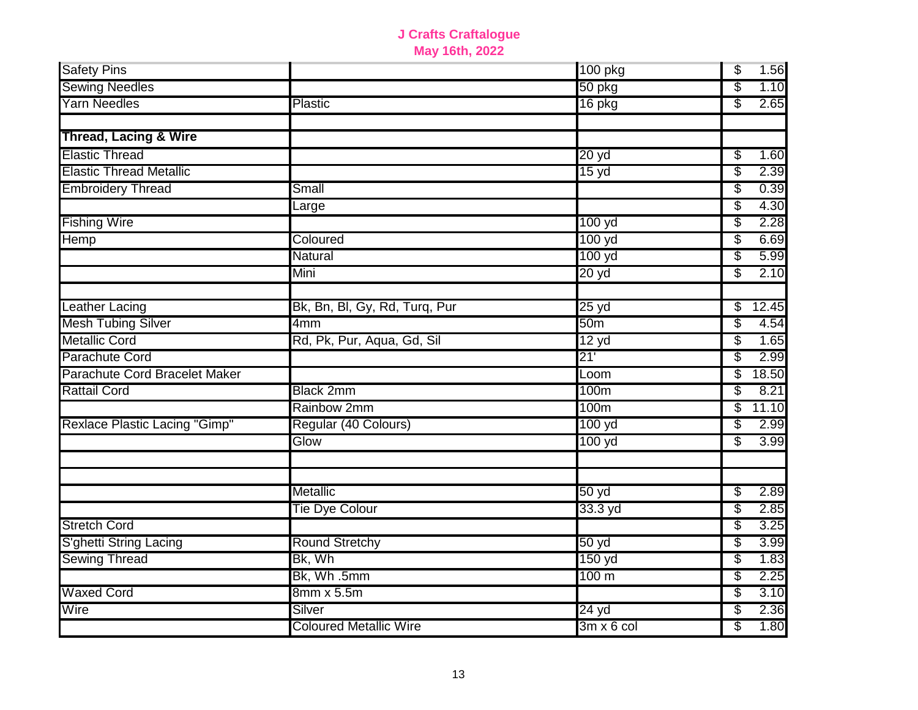**J Crafts Craftalogue**
**May 16th, 2022**

| | | | |
|---|---|---|---|
| Safety Pins | | 100 pkg | $ 1.56 |
| Sewing Needles | | 50 pkg | $ 1.10 |
| Yarn Needles | Plastic | 16 pkg | $ 2.65 |
| | | | |
| **Thread, Lacing & Wire** | | | |
| Elastic Thread | | 20 yd | $ 1.60 |
| Elastic Thread Metallic | | 15 yd | $ 2.39 |
| Embroidery Thread | Small | | $ 0.39 |
| | Large | | $ 4.30 |
| Fishing Wire | | 100 yd | $ 2.28 |
| Hemp | Coloured | 100 yd | $ 6.69 |
| | Natural | 100 yd | $ 5.99 |
| | Mini | 20 yd | $ 2.10 |
| | | | |
| Leather Lacing | Bk, Bn, Bl, Gy, Rd, Turq, Pur | 25 yd | $ 12.45 |
| Mesh Tubing Silver | 4mm | 50m | $ 4.54 |
| Metallic Cord | Rd, Pk, Pur, Aqua, Gd, Sil | 12 yd | $ 1.65 |
| Parachute Cord | | 21' | $ 2.99 |
| Parachute Cord Bracelet Maker | | Loom | $ 18.50 |
| Rattail Cord | Black 2mm | 100m | $ 8.21 |
| | Rainbow 2mm | 100m | $ 11.10 |
| Rexlace Plastic Lacing "Gimp" | Regular (40 Colours) | 100 yd | $ 2.99 |
| | Glow | 100 yd | $ 3.99 |
| | | | |
| | | | |
| | Metallic | 50 yd | $ 2.89 |
| | Tie Dye Colour | 33.3 yd | $ 2.85 |
| Stretch Cord | | | $ 3.25 |
| S'ghetti String Lacing | Round Stretchy | 50 yd | $ 3.99 |
| Sewing Thread | Bk, Wh | 150 yd | $ 1.83 |
| | Bk, Wh .5mm | 100 m | $ 2.25 |
| Waxed Cord | 8mm x 5.5m | | $ 3.10 |
| Wire | Silver | 24 yd | $ 2.36 |
| | Coloured Metallic Wire | 3m x 6 col | $ 1.80 |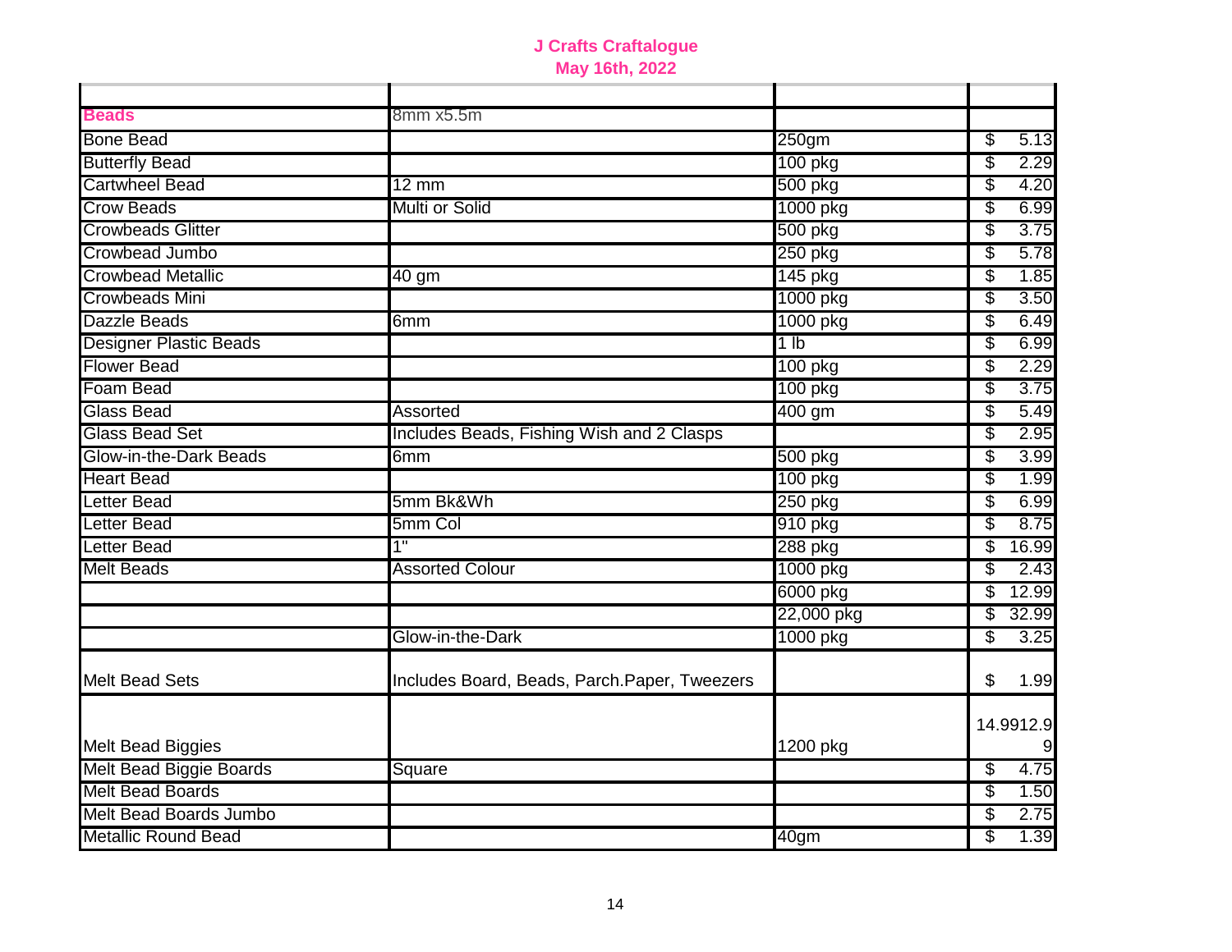**J Crafts Craftalogue**
**May 16th, 2022**

| | | | |
|---|---|---|---|
| **Beads** | 8mm x5.5m | | |
| Bone Bead | | 250gm | $ 5.13 |
| Butterfly Bead | | 100 pkg | $ 2.29 |
| Cartwheel Bead | 12 mm | 500 pkg | $ 4.20 |
| Crow Beads | Multi or Solid | 1000 pkg | $ 6.99 |
| Crowbeads Glitter | | 500 pkg | $ 3.75 |
| Crowbead Jumbo | | 250 pkg | $ 5.78 |
| Crowbead Metallic | 40 gm | 145 pkg | $ 1.85 |
| Crowbeads Mini | | 1000 pkg | $ 3.50 |
| Dazzle Beads | 6mm | 1000 pkg | $ 6.49 |
| Designer Plastic Beads | | 1 lb | $ 6.99 |
| Flower Bead | | 100 pkg | $ 2.29 |
| Foam Bead | | 100 pkg | $ 3.75 |
| Glass Bead | Assorted | 400 gm | $ 5.49 |
| Glass Bead Set | Includes Beads, Fishing Wish and 2 Clasps | | $ 2.95 |
| Glow-in-the-Dark Beads | 6mm | 500 pkg | $ 3.99 |
| Heart Bead | | 100 pkg | $ 1.99 |
| Letter Bead | 5mm Bk&Wh | 250 pkg | $ 6.99 |
| Letter Bead | 5mm Col | 910 pkg | $ 8.75 |
| Letter Bead | 1" | 288 pkg | $ 16.99 |
| Melt Beads | Assorted Colour | 1000 pkg | $ 2.43 |
| | | 6000 pkg | $ 12.99 |
| | | 22,000 pkg | $ 32.99 |
| | Glow-in-the-Dark | 1000 pkg | $ 3.25 |
| Melt Bead Sets | Includes Board, Beads, Parch.Paper, Tweezers | | $ 1.99 |
| Melt Bead Biggies | | 1200 pkg | 14.9912.9 9 |
| Melt Bead Biggie Boards | Square | | $ 4.75 |
| Melt Bead Boards | | | $ 1.50 |
| Melt Bead Boards Jumbo | | | $ 2.75 |
| Metallic Round Bead | | 40gm | $ 1.39 |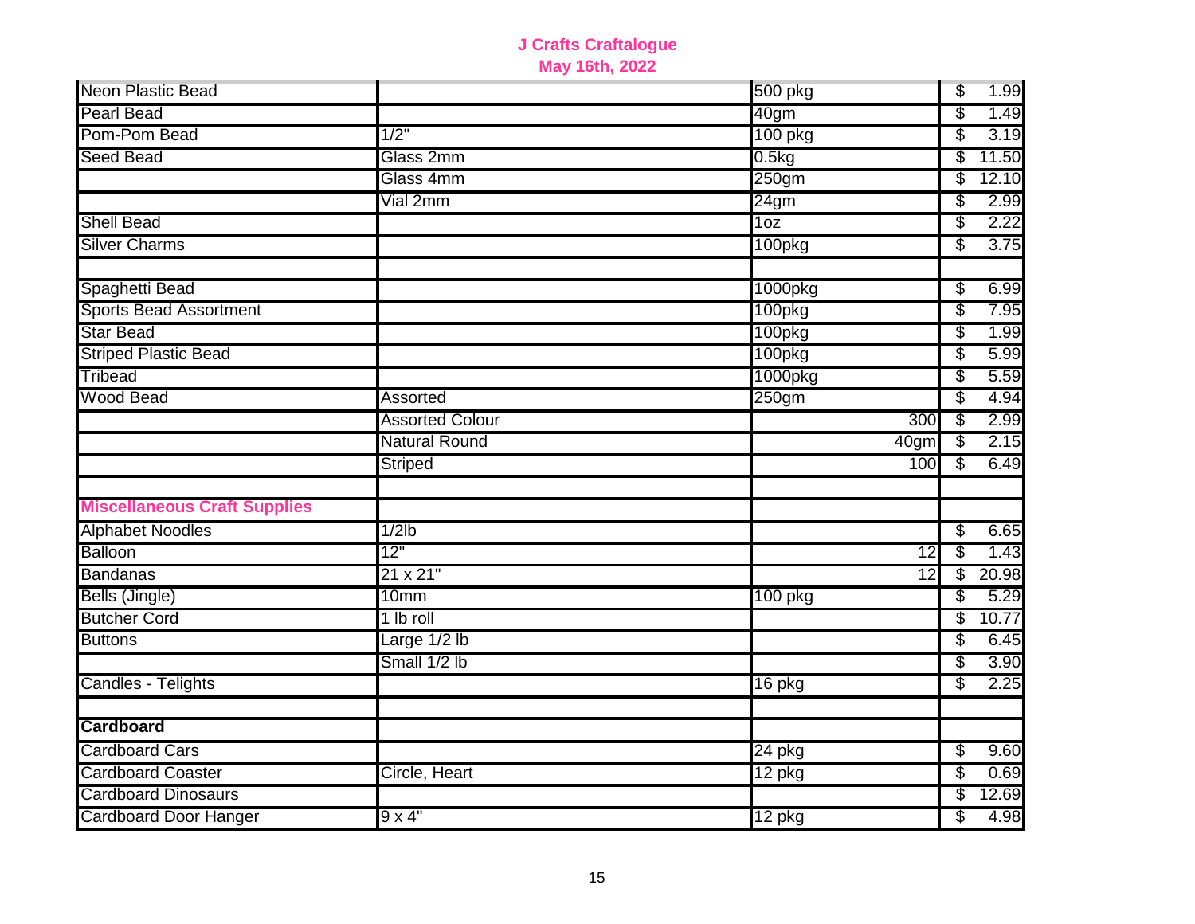# J Crafts Craftalogue
## May 16th, 2022

| | | | |
|---|---|---|---|
| Neon Plastic Bead | | 500 pkg | $ 1.99 |
| Pearl Bead | | 40gm | $ 1.49 |
| Pom-Pom Bead | 1/2" | 100 pkg | $ 3.19 |
| Seed Bead | Glass 2mm | 0.5kg | $ 11.50 |
| | Glass 4mm | 250gm | $ 12.10 |
| | Vial 2mm | 24gm | $ 2.99 |
| Shell Bead | | 1oz | $ 2.22 |
| Silver Charms | | 100pkg | $ 3.75 |
| | | | |
| Spaghetti Bead | | 1000pkg | $ 6.99 |
| Sports Bead Assortment | | 100pkg | $ 7.95 |
| Star Bead | | 100pkg | $ 1.99 |
| Striped Plastic Bead | | 100pkg | $ 5.99 |
| Tribead | | 1000pkg | $ 5.59 |
| Wood Bead | Assorted | 250gm | $ 4.94 |
| | Assorted Colour | 300 | $ 2.99 |
| | Natural Round | 40gm | $ 2.15 |
| | Striped | 100 | $ 6.49 |
| | | | |
| **Miscellaneous Craft Supplies** | | | |
| Alphabet Noodles | 1/2lb | | $ 6.65 |
| Balloon | 12" | 12 | $ 1.43 |
| Bandanas | 21 x 21" | 12 | $ 20.98 |
| Bells (Jingle) | 10mm | 100 pkg | $ 5.29 |
| Butcher Cord | 1 lb roll | | $ 10.77 |
| Buttons | Large 1/2 lb | | $ 6.45 |
| | Small 1/2 lb | | $ 3.90 |
| Candles - Telights | | 16 pkg | $ 2.25 |
| | | | |
| **Cardboard** | | | |
| Cardboard Cars | | 24 pkg | $ 9.60 |
| Cardboard Coaster | Circle, Heart | 12 pkg | $ 0.69 |
| Cardboard Dinosaurs | | | $ 12.69 |
| Cardboard Door Hanger | 9 x 4" | 12 pkg | $ 4.98 |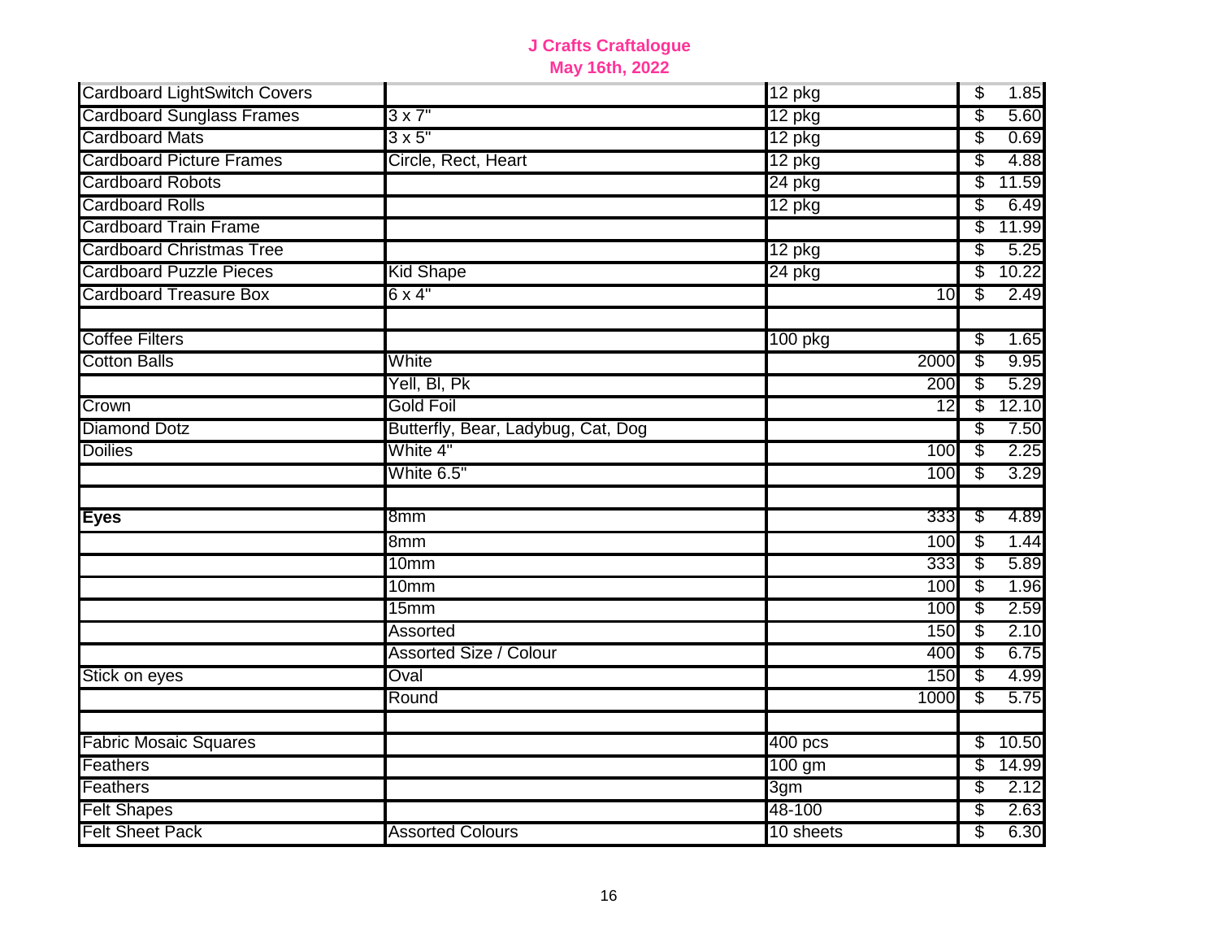**J Crafts Craftalogue**
**May 16th, 2022**

| | | | |
|---|---|---|---|
| Cardboard LightSwitch Covers | | 12 pkg | $ 1.85 |
| Cardboard Sunglass Frames | 3 x 7" | 12 pkg | $ 5.60 |
| Cardboard Mats | 3 x 5" | 12 pkg | $ 0.69 |
| Cardboard Picture Frames | Circle, Rect, Heart | 12 pkg | $ 4.88 |
| Cardboard Robots | | 24 pkg | $ 11.59 |
| Cardboard Rolls | | 12 pkg | $ 6.49 |
| Cardboard Train Frame | | | $ 11.99 |
| Cardboard Christmas Tree | | 12 pkg | $ 5.25 |
| Cardboard Puzzle Pieces | Kid Shape | 24 pkg | $ 10.22 |
| Cardboard Treasure Box | 6 x 4" | 10 | $ 2.49 |
| | | | |
| Coffee Filters | | 100 pkg | $ 1.65 |
| Cotton Balls | White | 2000 | $ 9.95 |
| | Yell, Bl, Pk | 200 | $ 5.29 |
| Crown | Gold Foil | 12 | $ 12.10 |
| Diamond Dotz | Butterfly, Bear, Ladybug, Cat, Dog | | $ 7.50 |
| Doilies | White 4" | 100 | $ 2.25 |
| | White 6.5" | 100 | $ 3.29 |
| | | | |
| **Eyes** | 8mm | 333 | $ 4.89 |
| | 8mm | 100 | $ 1.44 |
| | 10mm | 333 | $ 5.89 |
| | 10mm | 100 | $ 1.96 |
| | 15mm | 100 | $ 2.59 |
| | Assorted | 150 | $ 2.10 |
| | Assorted Size / Colour | 400 | $ 6.75 |
| Stick on eyes | Oval | 150 | $ 4.99 |
| | Round | 1000 | $ 5.75 |
| | | | |
| Fabric Mosaic Squares | | 400 pcs | $ 10.50 |
| Feathers | | 100 gm | $ 14.99 |
| Feathers | | 3gm | $ 2.12 |
| Felt Shapes | | 48-100 | $ 2.63 |
| Felt Sheet Pack | Assorted Colours | 10 sheets | $ 6.30 |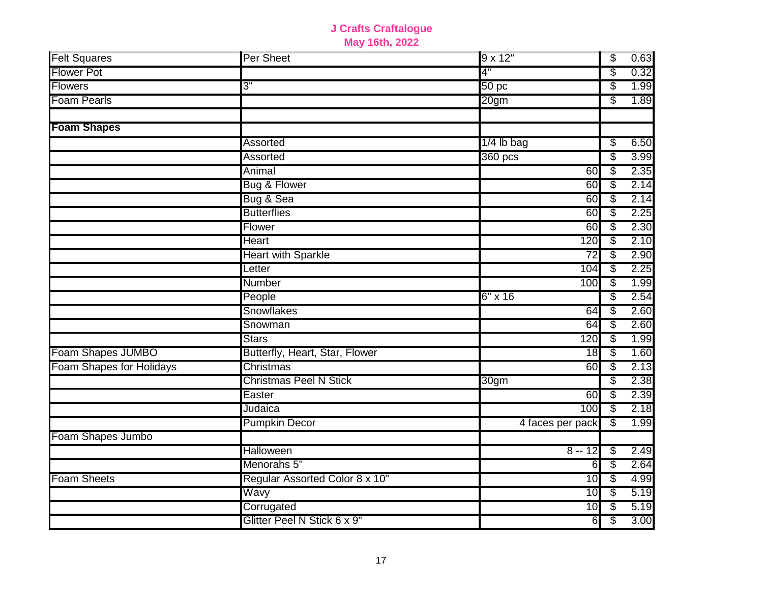**J Crafts Craftalogue**
**May 16th, 2022**

| | | | | |
|---|---|---|---|---|
| Felt Squares | Per Sheet | 9 x 12" | $ | 0.63 |
| Flower Pot | | 4" | $ | 0.32 |
| Flowers | 3" | 50 pc | $ | 1.99 |
| Foam Pearls | | 20gm | $ | 1.89 |
| | | | | |
| **Foam Shapes** | | | | |
| | Assorted | 1/4 lb bag | $ | 6.50 |
| | Assorted | 360 pcs | $ | 3.99 |
| | Animal | 60 | $ | 2.35 |
| | Bug & Flower | 60 | $ | 2.14 |
| | Bug & Sea | 60 | $ | 2.14 |
| | Butterflies | 60 | $ | 2.25 |
| | Flower | 60 | $ | 2.30 |
| | Heart | 120 | $ | 2.10 |
| | Heart with Sparkle | 72 | $ | 2.90 |
| | Letter | 104 | $ | 2.25 |
| | Number | 100 | $ | 1.99 |
| | People | 6" x 16 | $ | 2.54 |
| | Snowflakes | 64 | $ | 2.60 |
| | Snowman | 64 | $ | 2.60 |
| | Stars | 120 | $ | 1.99 |
| Foam Shapes JUMBO | Butterfly, Heart, Star, Flower | 18 | $ | 1.60 |
| Foam Shapes for Holidays | Christmas | 60 | $ | 2.13 |
| | Christmas Peel N Stick | 30gm | $ | 2.38 |
| | Easter | 60 | $ | 2.39 |
| | Judaica | 100 | $ | 2.18 |
| | Pumpkin Decor | 4 faces per pack | $ | 1.99 |
| Foam Shapes Jumbo | | | | |
| | Halloween | 8 -- 12 | $ | 2.49 |
| | Menorahs 5" | 6 | $ | 2.64 |
| Foam Sheets | Regular Assorted Color 8 x 10" | 10 | $ | 4.99 |
| | Wavy | 10 | $ | 5.19 |
| | Corrugated | 10 | $ | 5.19 |
| | Glitter Peel N Stick 6 x 9" | 6 | $ | 3.00 |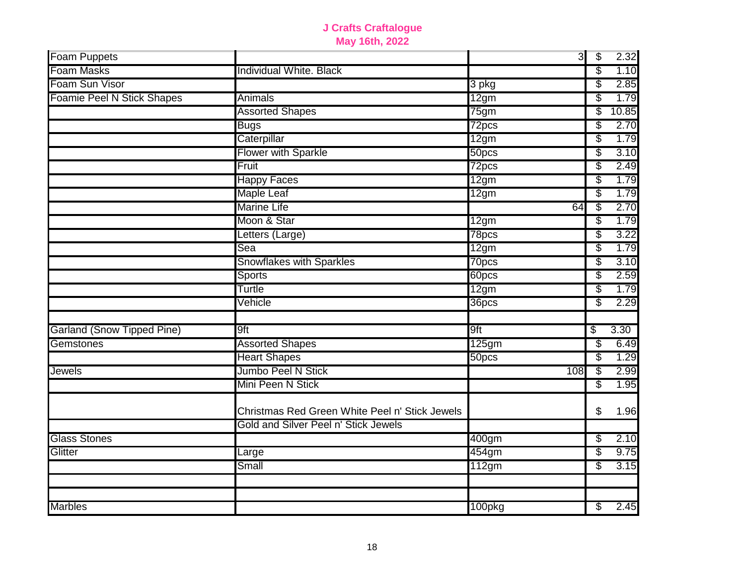## J Crafts Craftalogue
## May 16th, 2022

| | | | |
|---|---|---|---|
| Foam Puppets | | 3 | $ 2.32 |
| Foam Masks | Individual White. Black | | $ 1.10 |
| Foam Sun Visor | | 3 pkg | $ 2.85 |
| Foamie Peel N Stick Shapes | Animals | 12gm | $ 1.79 |
| | Assorted Shapes | 75gm | $ 10.85 |
| | Bugs | 72pcs | $ 2.70 |
| | Caterpillar | 12gm | $ 1.79 |
| | Flower with Sparkle | 50pcs | $ 3.10 |
| | Fruit | 72pcs | $ 2.49 |
| | Happy Faces | 12gm | $ 1.79 |
| | Maple Leaf | 12gm | $ 1.79 |
| | Marine Life | 64 | $ 2.70 |
| | Moon & Star | 12gm | $ 1.79 |
| | Letters (Large) | 78pcs | $ 3.22 |
| | Sea | 12gm | $ 1.79 |
| | Snowflakes with Sparkles | 70pcs | $ 3.10 |
| | Sports | 60pcs | $ 2.59 |
| | Turtle | 12gm | $ 1.79 |
| | Vehicle | 36pcs | $ 2.29 |
| | | | |
| Garland (Snow Tipped Pine) | 9ft | 9ft | $ 3.30 |
| Gemstones | Assorted Shapes | 125gm | $ 6.49 |
| | Heart Shapes | 50pcs | $ 1.29 |
| Jewels | Jumbo Peel N Stick | 108 | $ 2.99 |
| | Mini Peen N Stick | | $ 1.95 |
| | Christmas Red Green White Peel n' Stick Jewels | | $ 1.96 |
| | Gold and Silver Peel n' Stick Jewels | | |
| Glass Stones | | 400gm | $ 2.10 |
| Glitter | Large | 454gm | $ 9.75 |
| | Small | 112gm | $ 3.15 |
| | | | |
| | | | |
| Marbles | | 100pkg | $ 2.45 |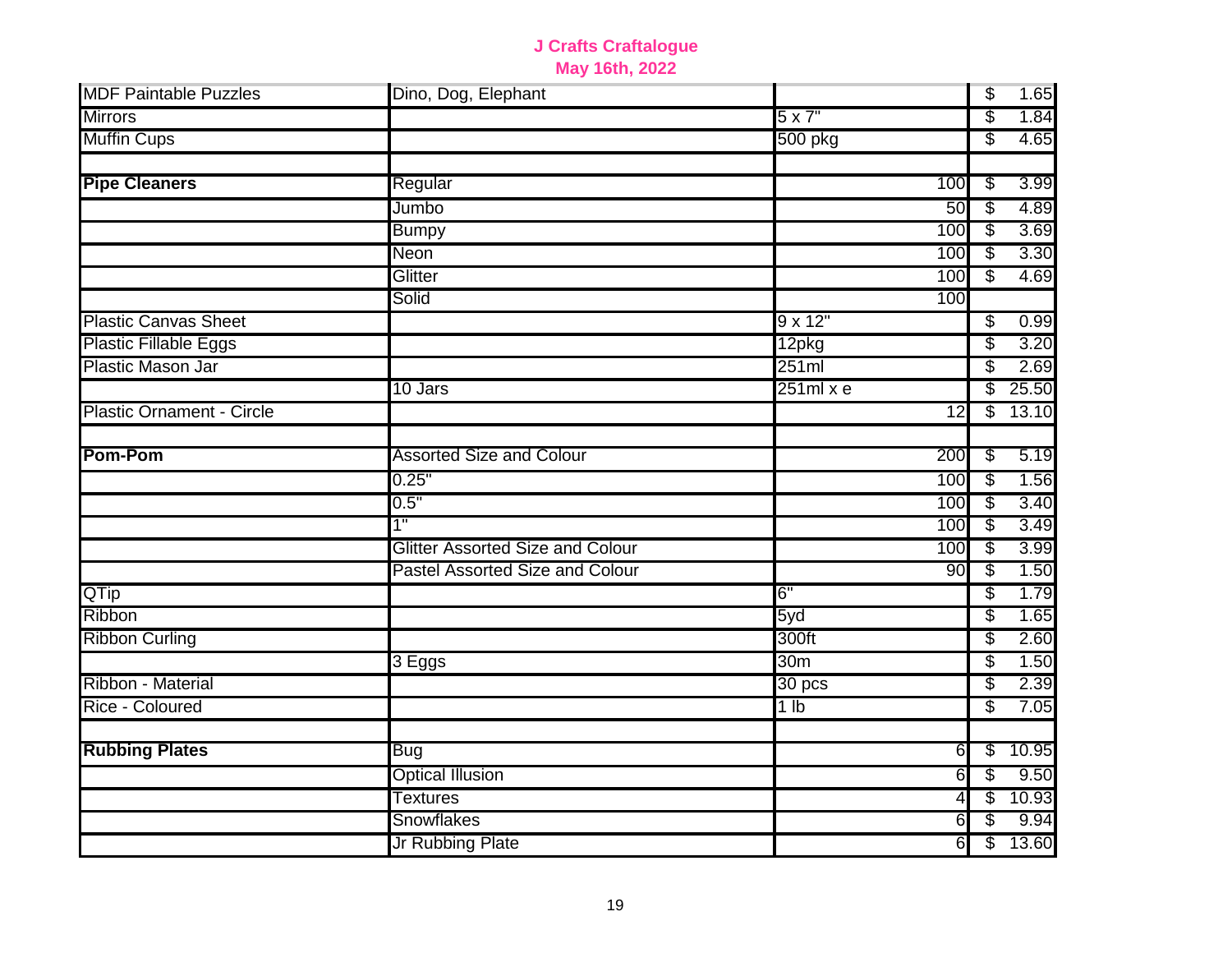## J Crafts Craftalogue
### May 16th, 2022

| | | | |
|---|---|---|---|
| MDF Paintable Puzzles | Dino, Dog, Elephant | | $ 1.65 |
| Mirrors | | 5 x 7" | $ 1.84 |
| Muffin Cups | | 500 pkg | $ 4.65 |
| | | | |
| **Pipe Cleaners** | Regular | 100 | $ 3.99 |
| | Jumbo | 50 | $ 4.89 |
| | Bumpy | 100 | $ 3.69 |
| | Neon | 100 | $ 3.30 |
| | Glitter | 100 | $ 4.69 |
| | Solid | 100 | |
| Plastic Canvas Sheet | | 9 x 12" | $ 0.99 |
| Plastic Fillable Eggs | | 12pkg | $ 3.20 |
| Plastic Mason Jar | | 251ml | $ 2.69 |
| | 10 Jars | 251ml x e | $ 25.50 |
| Plastic Ornament - Circle | | 12 | $ 13.10 |
| | | | |
| **Pom-Pom** | Assorted Size and Colour | 200 | $ 5.19 |
| | 0.25" | 100 | $ 1.56 |
| | 0.5" | 100 | $ 3.40 |
| | 1" | 100 | $ 3.49 |
| | Glitter Assorted Size and Colour | 100 | $ 3.99 |
| | Pastel Assorted Size and Colour | 90 | $ 1.50 |
| QTip | | 6" | $ 1.79 |
| Ribbon | | 5yd | $ 1.65 |
| Ribbon Curling | | 300ft | $ 2.60 |
| | 3 Eggs | 30m | $ 1.50 |
| Ribbon - Material | | 30 pcs | $ 2.39 |
| Rice - Coloured | | 1 lb | $ 7.05 |
| | | | |
| **Rubbing Plates** | Bug | 6 | $ 10.95 |
| | Optical Illusion | 6 | $ 9.50 |
| | Textures | 4 | $ 10.93 |
| | Snowflakes | 6 | $ 9.94 |
| | Jr Rubbing Plate | 6 | $ 13.60 |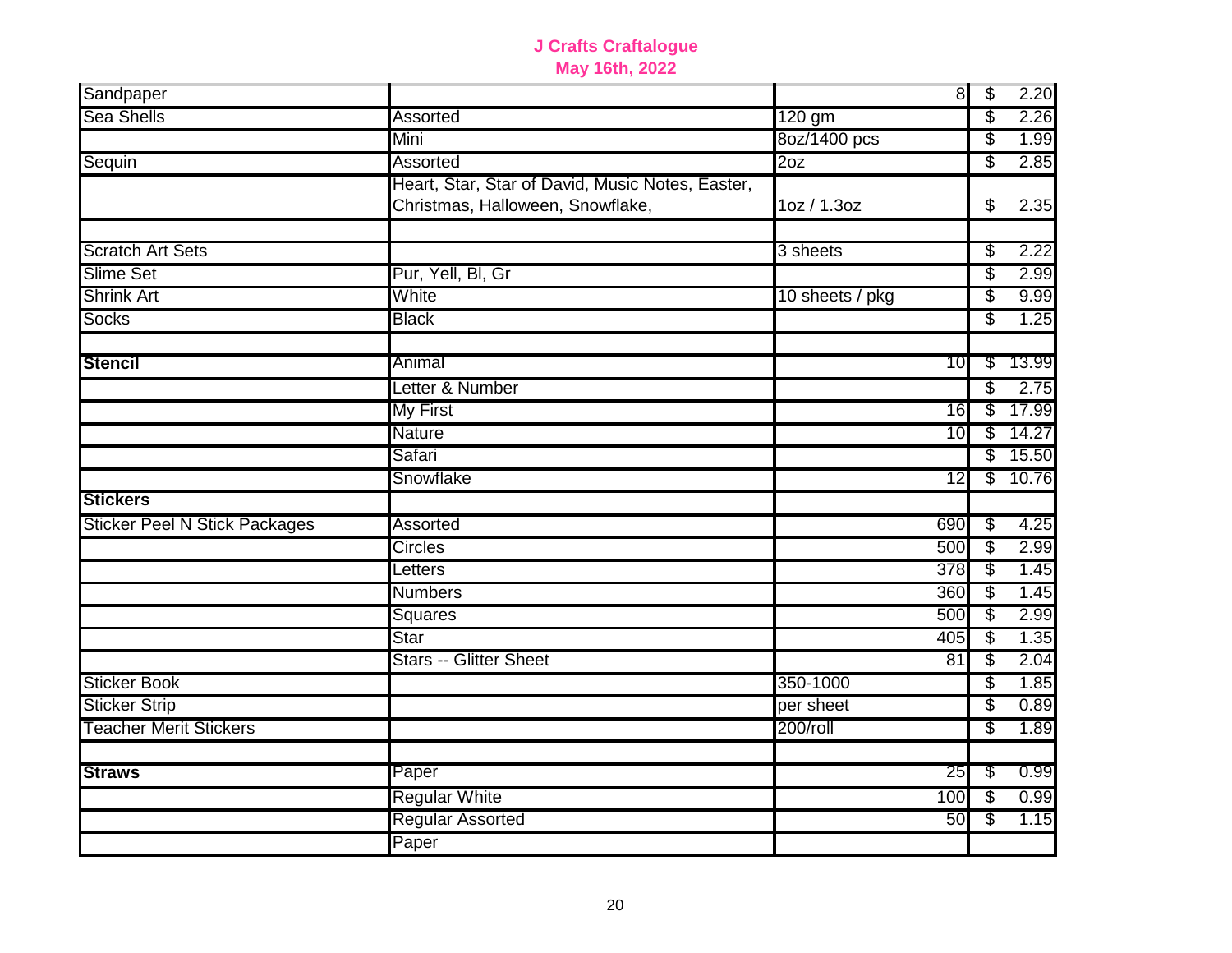**J Crafts Craftalogue**
**May 16th, 2022**

| | | | |
|---|---|---|---|
| Sandpaper | | 8 | $ 2.20 |
| Sea Shells | Assorted | 120 gm | $ 2.26 |
| | Mini | 8oz/1400 pcs | $ 1.99 |
| Sequin | Assorted | 2oz | $ 2.85 |
| | Heart, Star, Star of David, Music Notes, Easter, Christmas, Halloween, Snowflake, | 1oz / 1.3oz | $ 2.35 |
| | | | |
| Scratch Art Sets | | 3 sheets | $ 2.22 |
| Slime Set | Pur, Yell, Bl, Gr | | $ 2.99 |
| Shrink Art | White | 10 sheets / pkg | $ 9.99 |
| Socks | Black | | $ 1.25 |
| | | | |
| **Stencil** | Animal | 10 | $ 13.99 |
| | Letter & Number | | $ 2.75 |
| | My First | 16 | $ 17.99 |
| | Nature | 10 | $ 14.27 |
| | Safari | | $ 15.50 |
| | Snowflake | 12 | $ 10.76 |
| **Stickers** | | | |
| Sticker Peel N Stick Packages | Assorted | 690 | $ 4.25 |
| | Circles | 500 | $ 2.99 |
| | Letters | 378 | $ 1.45 |
| | Numbers | 360 | $ 1.45 |
| | Squares | 500 | $ 2.99 |
| | Star | 405 | $ 1.35 |
| | Stars -- Glitter Sheet | 81 | $ 2.04 |
| Sticker Book | | 350-1000 | $ 1.85 |
| Sticker Strip | | per sheet | $ 0.89 |
| Teacher Merit Stickers | | 200/roll | $ 1.89 |
| | | | |
| **Straws** | Paper | 25 | $ 0.99 |
| | Regular White | 100 | $ 0.99 |
| | Regular Assorted | 50 | $ 1.15 |
| | Paper | | |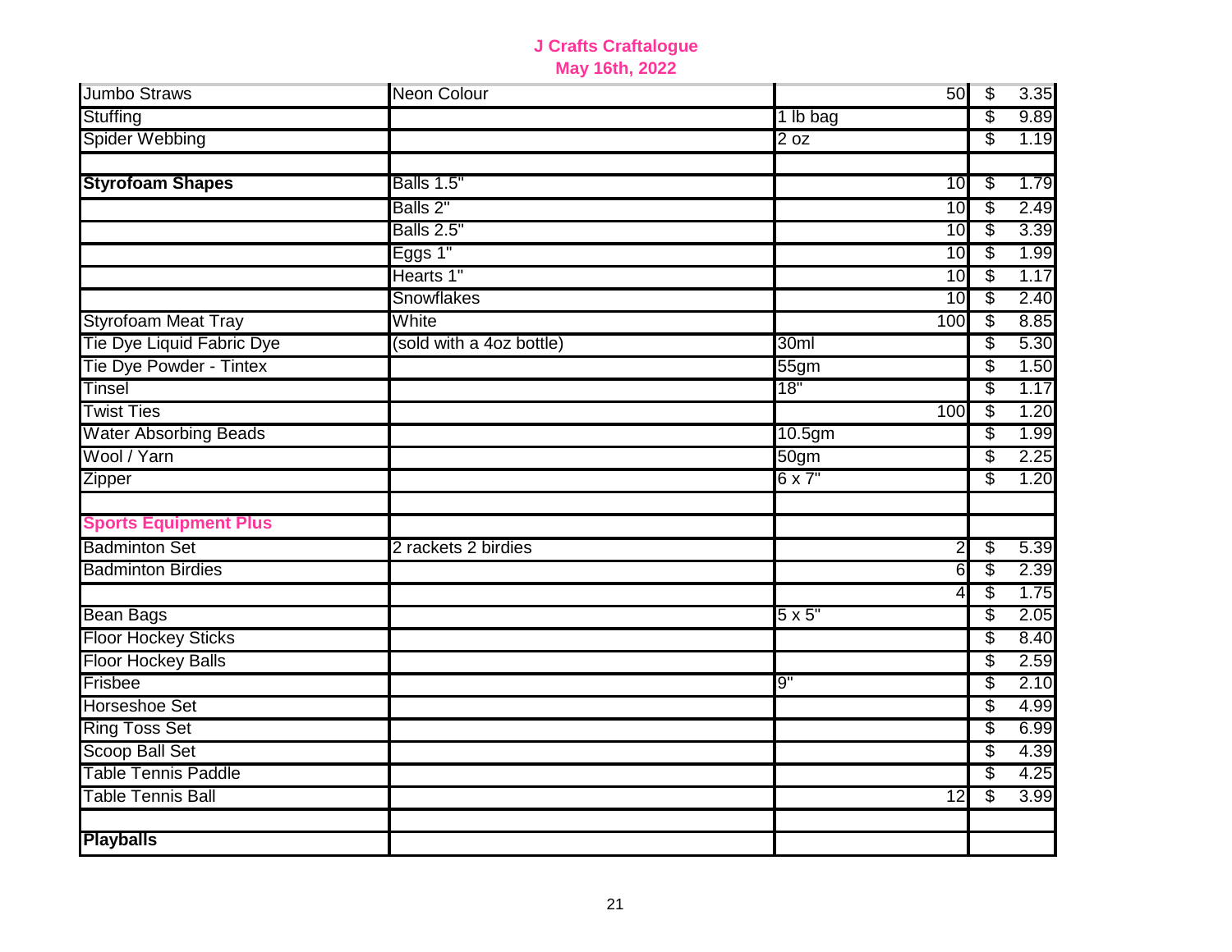**J Crafts Craftalogue**
**May 16th, 2022**

| | | | |
|---|---|---|---|
| Jumbo Straws | Neon Colour | 50 | $ 3.35 |
| Stuffing | | 1 lb bag | $ 9.89 |
| Spider Webbing | | 2 oz | $ 1.19 |
| | | | |
| **Styrofoam Shapes** | Balls 1.5" | 10 | $ 1.79 |
| | Balls 2" | 10 | $ 2.49 |
| | Balls 2.5" | 10 | $ 3.39 |
| | Eggs 1" | 10 | $ 1.99 |
| | Hearts 1" | 10 | $ 1.17 |
| | Snowflakes | 10 | $ 2.40 |
| Styrofoam Meat Tray | White | 100 | $ 8.85 |
| Tie Dye Liquid Fabric Dye | (sold with a 4oz bottle) | 30ml | $ 5.30 |
| Tie Dye Powder - Tintex | | 55gm | $ 1.50 |
| Tinsel | | 18" | $ 1.17 |
| Twist Ties | | 100 | $ 1.20 |
| Water Absorbing Beads | | 10.5gm | $ 1.99 |
| Wool / Yarn | | 50gm | $ 2.25 |
| Zipper | | 6 x 7" | $ 1.20 |
| | | | |
| **Sports Equipment Plus** | | | |
| Badminton Set | 2 rackets 2 birdies | 2 | $ 5.39 |
| Badminton Birdies | | 6 | $ 2.39 |
| | | 4 | $ 1.75 |
| Bean Bags | | 5 x 5" | $ 2.05 |
| Floor Hockey Sticks | | | $ 8.40 |
| Floor Hockey Balls | | | $ 2.59 |
| Frisbee | | 9" | $ 2.10 |
| Horseshoe Set | | | $ 4.99 |
| Ring Toss Set | | | $ 6.99 |
| Scoop Ball Set | | | $ 4.39 |
| Table Tennis Paddle | | | $ 4.25 |
| Table Tennis Ball | | 12 | $ 3.99 |
| | | | |
| **Playballs** | | | |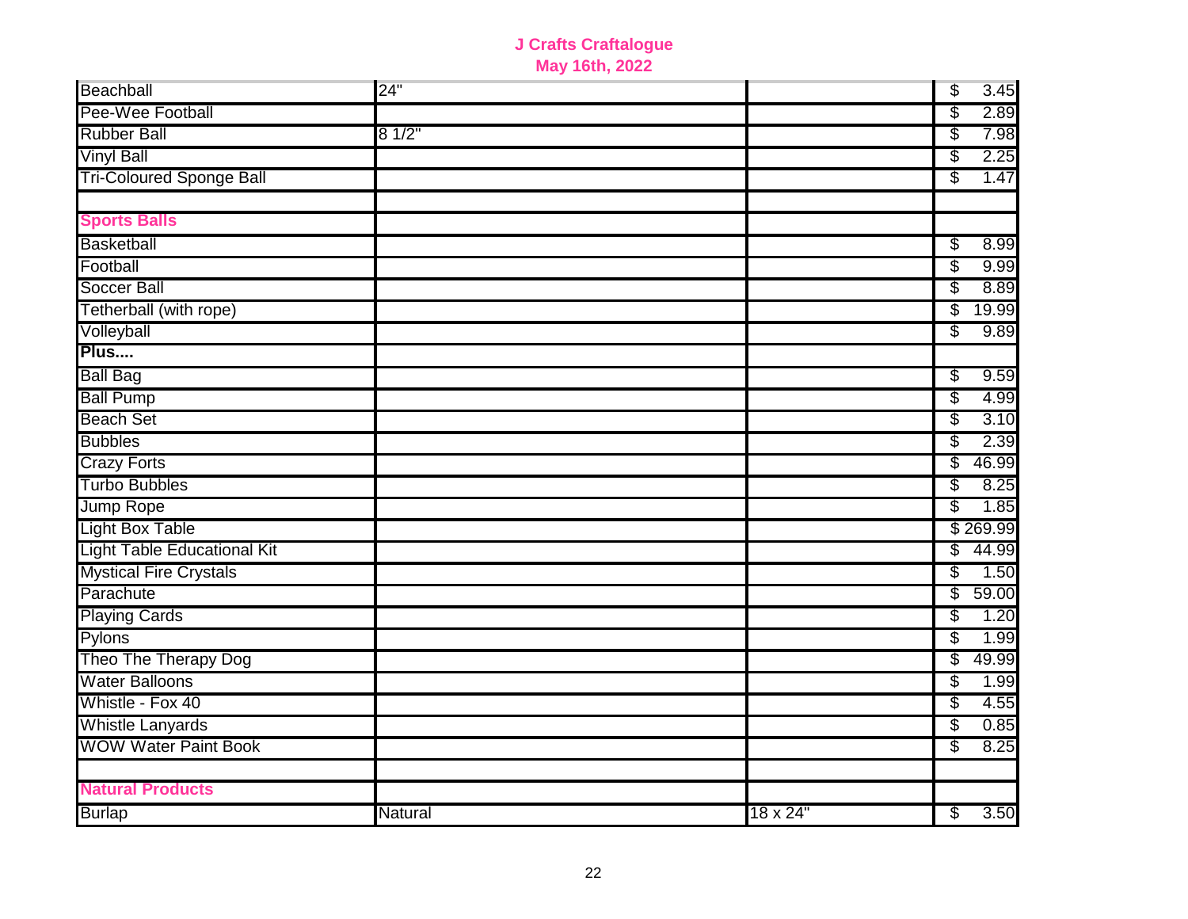# J Crafts Craftalogue

## May 16th, 2022

| | | | |
|---|---|---|---|
| Beachball | 24" | | $ 3.45 |
| Pee-Wee Football | | | $ 2.89 |
| Rubber Ball | 8 1/2" | | $ 7.98 |
| Vinyl Ball | | | $ 2.25 |
| Tri-Coloured Sponge Ball | | | $ 1.47 |
| | | | |
| **Sports Balls** | | | |
| Basketball | | | $ 8.99 |
| Football | | | $ 9.99 |
| Soccer Ball | | | $ 8.89 |
| Tetherball (with rope) | | | $ 19.99 |
| Volleyball | | | $ 9.89 |
| **Plus....** | | | |
| Ball Bag | | | $ 9.59 |
| Ball Pump | | | $ 4.99 |
| Beach Set | | | $ 3.10 |
| Bubbles | | | $ 2.39 |
| Crazy Forts | | | $ 46.99 |
| Turbo Bubbles | | | $ 8.25 |
| Jump Rope | | | $ 1.85 |
| Light Box Table | | | $ 269.99 |
| Light Table Educational Kit | | | $ 44.99 |
| Mystical Fire Crystals | | | $ 1.50 |
| Parachute | | | $ 59.00 |
| Playing Cards | | | $ 1.20 |
| Pylons | | | $ 1.99 |
| Theo The Therapy Dog | | | $ 49.99 |
| Water Balloons | | | $ 1.99 |
| Whistle - Fox 40 | | | $ 4.55 |
| Whistle Lanyards | | | $ 0.85 |
| WOW Water Paint Book | | | $ 8.25 |
| | | | |
| **Natural Products** | | | |
| Burlap | Natural | 18 x 24" | $ 3.50 |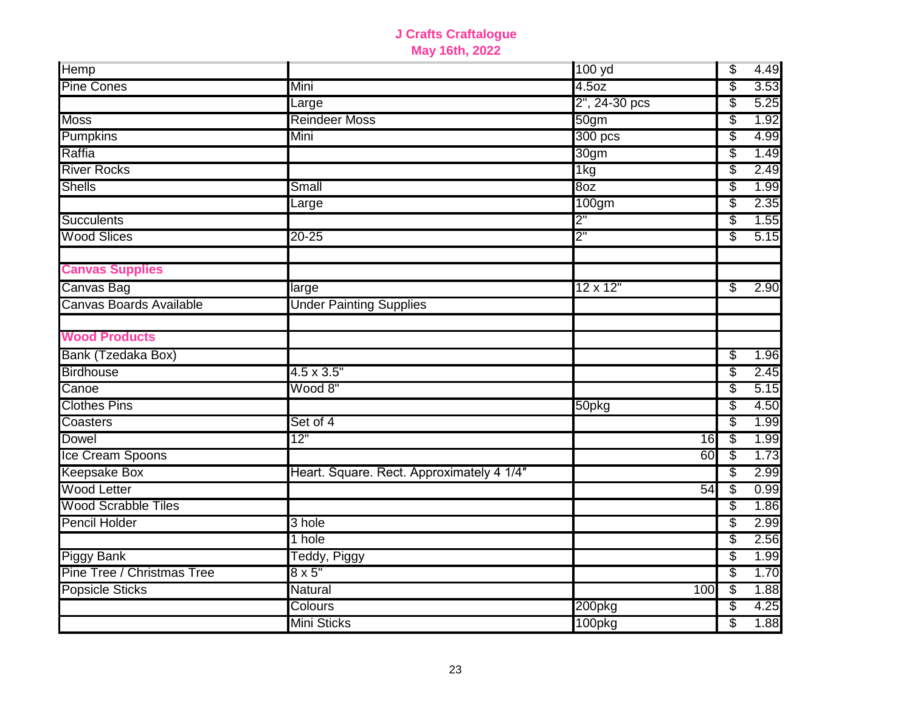**J Crafts Craftalogue**
**May 16th, 2022**

| | | | |
|---|---|---|---|
| Hemp | | 100 yd | $ 4.49 |
| Pine Cones | Mini | 4.5oz | $ 3.53 |
| | Large | 2", 24-30 pcs | $ 5.25 |
| Moss | Reindeer Moss | 50gm | $ 1.92 |
| Pumpkins | Mini | 300 pcs | $ 4.99 |
| Raffia | | 30gm | $ 1.49 |
| River Rocks | | 1kg | $ 2.49 |
| Shells | Small | 8oz | $ 1.99 |
| | Large | 100gm | $ 2.35 |
| Succulents | | 2" | $ 1.55 |
| Wood Slices | 20-25 | 2" | $ 5.15 |
| | | | |
| **Canvas Supplies** | | | |
| Canvas Bag | large | 12 x 12" | $ 2.90 |
| Canvas Boards Available | Under Painting Supplies | | |
| | | | |
| **Wood Products** | | | |
| Bank (Tzedaka Box) | | | $ 1.96 |
| Birdhouse | 4.5 x 3.5" | | $ 2.45 |
| Canoe | Wood 8" | | $ 5.15 |
| Clothes Pins | | 50pkg | $ 4.50 |
| Coasters | Set of 4 | | $ 1.99 |
| Dowel | 12" | 16 | $ 1.99 |
| Ice Cream Spoons | | 60 | $ 1.73 |
| Keepsake Box | Heart. Square. Rect. Approximately 4 1/4″ | | $ 2.99 |
| Wood Letter | | 54 | $ 0.99 |
| Wood Scrabble Tiles | | | $ 1.86 |
| Pencil Holder | 3 hole | | $ 2.99 |
| | 1 hole | | $ 2.56 |
| Piggy Bank | Teddy, Piggy | | $ 1.99 |
| Pine Tree / Christmas Tree | 8 x 5" | | $ 1.70 |
| Popsicle Sticks | Natural | 100 | $ 1.88 |
| | Colours | 200pkg | $ 4.25 |
| | Mini Sticks | 100pkg | $ 1.88 |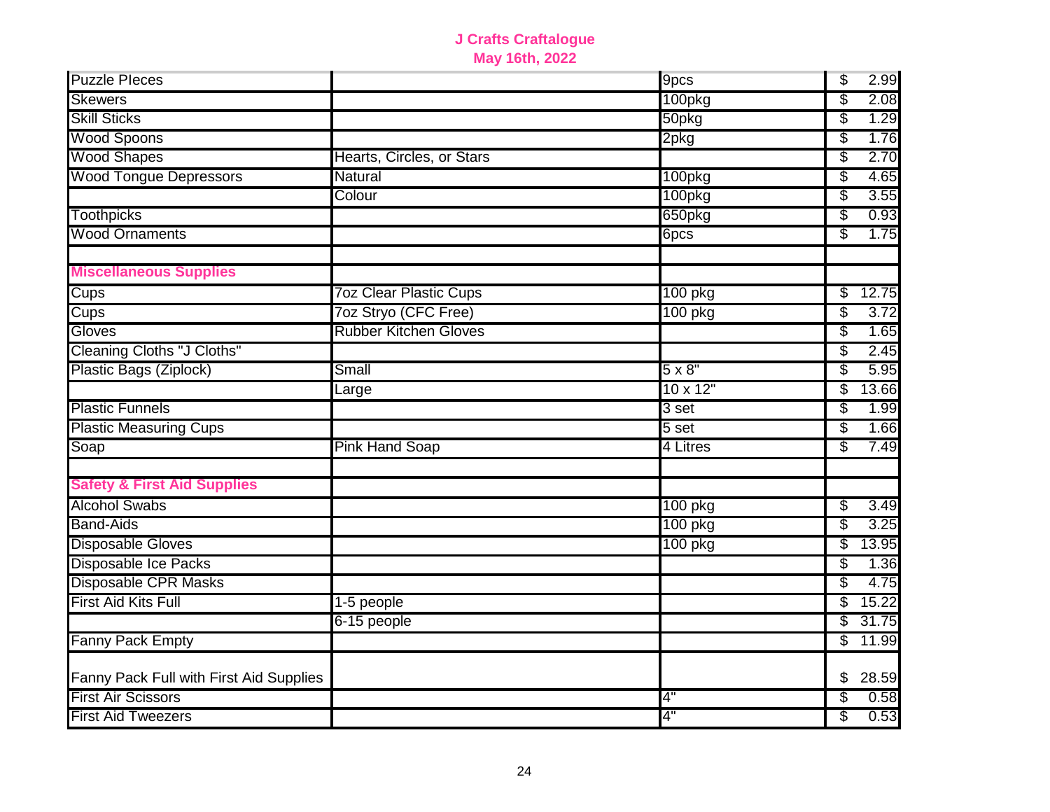**J Crafts Craftalogue**
**May 16th, 2022**

| | | | |
|---|---|---|---|
| Puzzle PIeces | | 9pcs | $ 2.99 |
| Skewers | | 100pkg | $ 2.08 |
| Skill Sticks | | 50pkg | $ 1.29 |
| Wood Spoons | | 2pkg | $ 1.76 |
| Wood Shapes | Hearts, Circles, or Stars | | $ 2.70 |
| Wood Tongue Depressors | Natural | 100pkg | $ 4.65 |
| | Colour | 100pkg | $ 3.55 |
| Toothpicks | | 650pkg | $ 0.93 |
| Wood Ornaments | | 6pcs | $ 1.75 |
| | | | |
| **Miscellaneous Supplies** | | | |
| Cups | 7oz Clear Plastic Cups | 100 pkg | $ 12.75 |
| Cups | 7oz Stryo (CFC Free) | 100 pkg | $ 3.72 |
| Gloves | Rubber Kitchen Gloves | | $ 1.65 |
| Cleaning Cloths "J Cloths" | | | $ 2.45 |
| Plastic Bags (Ziplock) | Small | 5 x 8" | $ 5.95 |
| | Large | 10 x 12" | $ 13.66 |
| Plastic Funnels | | 3 set | $ 1.99 |
| Plastic Measuring Cups | | 5 set | $ 1.66 |
| Soap | Pink Hand Soap | 4 Litres | $ 7.49 |
| | | | |
| **Safety & First Aid Supplies** | | | |
| Alcohol Swabs | | 100 pkg | $ 3.49 |
| Band-Aids | | 100 pkg | $ 3.25 |
| Disposable Gloves | | 100 pkg | $ 13.95 |
| Disposable Ice Packs | | | $ 1.36 |
| Disposable CPR Masks | | | $ 4.75 |
| First Aid Kits Full | 1-5 people | | $ 15.22 |
| | 6-15 people | | $ 31.75 |
| Fanny Pack Empty | | | $ 11.99 |
| Fanny Pack Full with First Aid Supplies | | | $ 28.59 |
| First Air Scissors | | 4" | $ 0.58 |
| First Aid Tweezers | | 4" | $ 0.53 |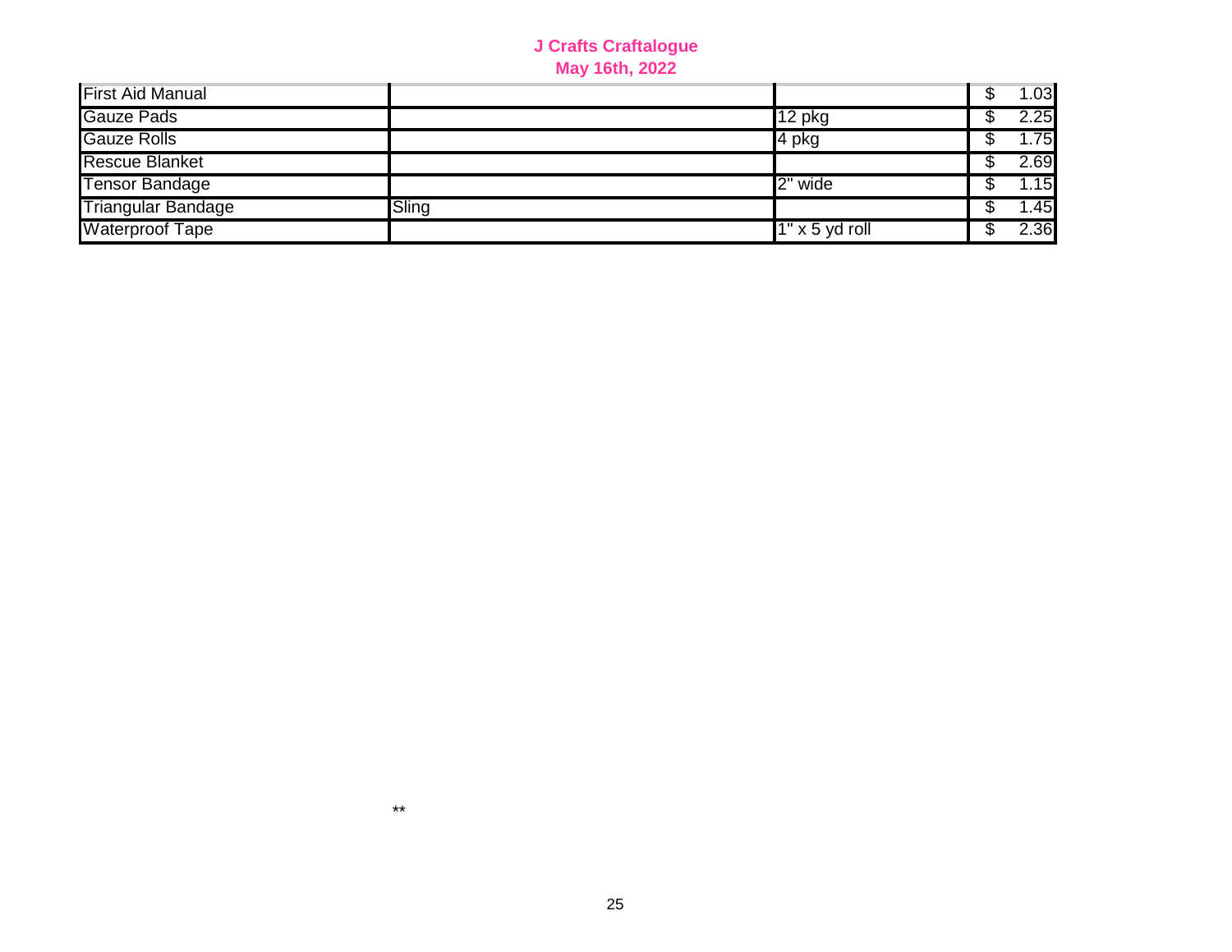**J Crafts Craftalogue**
**May 16th, 2022**

| | | | |
|---|---|---|---|
| First Aid Manual | | | $ 1.03 |
| Gauze Pads | | 12 pkg | $ 2.25 |
| Gauze Rolls | | 4 pkg | $ 1.75 |
| Rescue Blanket | | | $ 2.69 |
| Tensor Bandage | | 2" wide | $ 1.15 |
| Triangular Bandage | Sling | | $ 1.45 |
| Waterproof Tape | | 1" x 5 yd roll | $ 2.36 |

**